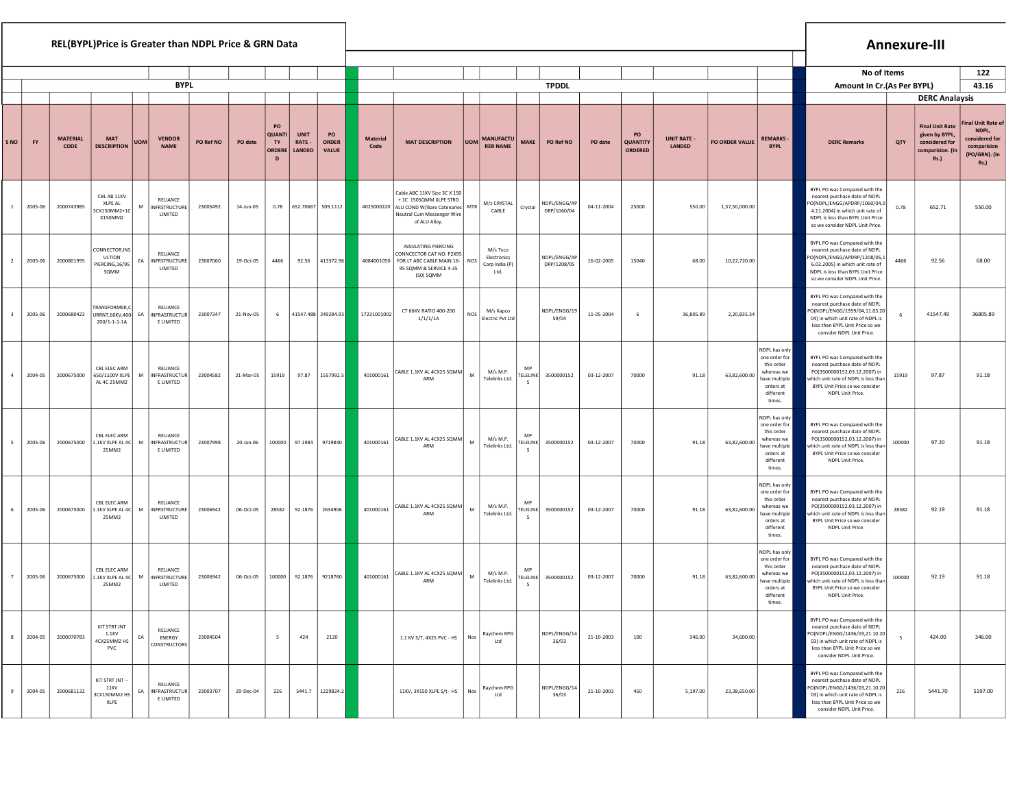## REL(BYPL)Price is Greater than NDPL Price & GRN Data

# Annexure-III

| No of Items | 122 |
|---|---|
| Amount In Cr.(As Per BYPL) | 43.16 |

| | BYPL | | | | | | | | | | TPDDL | | | | | | | | | | | DERC Analaysis | | | |
|---|---|---|---|---|---|---|---|---|---|---|---|---|---|---|---|---|---|---|---|---|---|---|---|---|---|
| S NO | FY | MATERIAL CODE | MAT DESCRIPTION | UOM | VENDOR NAME | PO Ref NO | PO date | PO QUANTITY ORDERED | UNIT RATE - LANDED | PO ORDER VALUE | Material Code | MAT DESCRIPTION | UOM | MANUFACTURER NAME | MAKE | PO Ref NO | PO date | PO QUANTITY ORDERED | UNIT RATE - LANDED | PO ORDER VALUE | REMARKS - BYPL | DERC Remarks | QTY | Final Unit Rate given by BYPL, considered for comparision. (In Rs.) | Final Unit Rate of NDPL, considered for comparision (PO/GRN). (In Rs.) |
| 1 | 2005-06 | 2000743985 | CBL AB 11KV XLPE AL 3CX150MM2+1C X150MM2 | M | RELIANCE INFRSTRUCTURE LIMITED | 23005492 | 14-Jun-05 | 0.78 | 652.70667 | 509.1112 | 4025000220 | Cable ABC 11KV Size 3C X 150 + 1C 150SQMM XLPE STRD ALU COND W/Bare Catenaries Neutral Cum Messenger Wire of ALU Alloy. | MTR | M/s CRYSTAL CABLE | Crystal | NDPL/ENGG/APDRP/1060/04 | 04-11-2004 | 25000 | 550.00 | 1,37,50,000.00 | | BYPL PO was Compared with the nearest purchase date of NDPL PO(NDPL/ENGG/APDRP/1060/04,04.11.2004) in which unit rate of NDPL is less than BYPL Unit Price so we consider NDPL Unit Price. | 0.78 | 652.71 | 550.00 |
| 2 | 2005-06 | 2000801995 | CONNECTOR,INSULTION PIERCING,16/95 SQMM | EA | RELIANCE INFRSTRUCTURE LIMITED | 23007060 | 19-Oct-05 | 4466 | 92.56 | 413372.96 | 4084001050 | INSULATING PIERCING CONNCECTOR CAT NO. P2X95 FOR LT ABC CABLE MAIN 16-95 SQMM & SERVICE 4-35 (50) SQMM | NOS | M/s Tyco Electronics Corp India (P) Ltd. | | NDPL/ENGG/APDRP/1208/05 | 16-02-2005 | 15040 | 68.00 | 10,22,720.00 | | BYPL PO was Compared with the nearest purchase date of NDPL PO(NDPL/ENGG/APDRP/1208/05,16.02.2005) in which unit rate of NDPL is less than BYPL Unit Price so we consider NDPL Unit Price. | 4466 | 92.56 | 68.00 |
| 3 | 2005-06 | 2000680422 | TRANSFORMER,CURRNT,66KV,400-200/1-1-1-1A | EA | RELIANCE INFRASTRUCTURE LIMITED | 23007347 | 21-Nov-05 | 6 | 41547.488 | 249284.93 | 17231001002 | CT 66KV RATIO 400-200 1/1/1/1A | NOS | M/s Kapco Electric Pvt Ltd | | NDPL/ENGG/1959/04 | 11-05-2004 | 6 | 36,805.89 | 2,20,835.34 | | BYPL PO was Compared with the nearest purchase date of NDPL PO(NDPL/ENGG/1959/04,11.05.2004) in which unit rate of NDPL is less than BYPL Unit Price so we consider NDPL Unit Price. | 6 | 41547.49 | 36805.89 |
| 4 | 2004-05 | 2000675000 | CBL ELEC ARM 650/1100V XLPE AL 4C 25MM2 | M | RELIANCE INFRASTRUCTURE LIMITED | 23004582 | 21-Mar-05 | 15919 | 97.87 | 1557992.5 | 401000161 | CABLE 1.1KV AL 4CX25 SQMM ARM | M | M/s M.P. Telelinks Ltd. | MP TELELINKS | 3500000152 | 03-12-2007 | 70000 | 91.18 | 63,82,600.00 | NDPL has only one order for this order whereas we have multiple orders at different times. | BYPL PO was Compared with the nearest purchase date of NDPL PO(3500000152,03.12.2007) in which unit rate of NDPL is less than BYPL Unit Price so we consider NDPL Unit Price. | 15919 | 97.87 | 91.18 |
| 5 | 2005-06 | 2000675000 | CBL ELEC ARM 1.1KV XLPE AL 4C 25MM2 | M | RELIANCE INFRASTRUCTURE LIMITED | 23007998 | 20-Jan-06 | 100000 | 97.1984 | 9719840 | 401000161 | CABLE 1.1KV AL 4CX25 SQMM ARM | M | M/s M.P. Telelinks Ltd. | MP TELELINKS | 3500000152 | 03-12-2007 | 70000 | 91.18 | 63,82,600.00 | NDPL has only one order for this order whereas we have multiple orders at different times. | BYPL PO was Compared with the nearest purchase date of NDPL PO(3500000152,03.12.2007) in which unit rate of NDPL is less than BYPL Unit Price so we consider NDPL Unit Price. | 100000 | 97.20 | 91.18 |
| 6 | 2005-06 | 2000675000 | CBL ELEC ARM 1.1KV XLPE AL 4C 25MM2 | M | RELIANCE INFRASTRUCTURE LIMITED | 23006942 | 06-Oct-05 | 28582 | 92.1876 | 2634906 | 401000161 | CABLE 1.1KV AL 4CX25 SQMM ARM | M | M/s M.P. Telelinks Ltd. | MP TELELINKS | 3500000152 | 03-12-2007 | 70000 | 91.18 | 63,82,600.00 | NDPL has only one order for this order whereas we have multiple orders at different times. | BYPL PO was Compared with the nearest purchase date of NDPL PO(3500000152,03.12.2007) in which unit rate of NDPL is less than BYPL Unit Price so we consider NDPL Unit Price. | 28582 | 92.19 | 91.18 |
| 7 | 2005-06 | 2000675000 | CBL ELEC ARM 1.1KV XLPE AL 4C 25MM2 | M | RELIANCE INFRASTRUCTURE LIMITED | 23006942 | 06-Oct-05 | 100000 | 92.1876 | 9218760 | 401000161 | CABLE 1.1KV AL 4CX25 SQMM ARM | M | M/s M.P. Telelinks Ltd. | MP TELELINKS | 3500000152 | 03-12-2007 | 70000 | 91.18 | 63,82,600.00 | NDPL has only one order for this order whereas we have multiple orders at different times. | BYPL PO was Compared with the nearest purchase date of NDPL PO(3500000152,03.12.2007) in which unit rate of NDPL is less than BYPL Unit Price so we consider NDPL Unit Price. | 100000 | 92.19 | 91.18 |
| 8 | 2004-05 | 2000070783 | KIT STRT JNT 1.1KV 4CX25MM2 HS PVC | EA | RELIANCE ENERGY CONSTRUCTORS | 23004504 | | 5 | 424 | 2120 | | 1.1 KV S/T, 4X25 PVC - HS | Nos | Raychem RPG Ltd | | NDPL/ENGG/1436/03 | 21-10-2003 | 100 | 346.00 | 34,600.00 | | BYPL PO was Compared with the nearest purchase date of NDPL PO(NDPL/ENGG/1436/03,21.10.2003) in which unit rate of NDPL is less than BYPL Unit Price so we consider NDPL Unit Price. | 5 | 424.00 | 346.00 |
| 9 | 2004-05 | 2000681132 | KIT STRT JNT -- 11KV 3CX150MM2 HS XLPE | EA | RELIANCE INFRASTRUCTURE LIMITED | 23003707 | 29-Dec-04 | 226 | 5441.7 | 1229824.2 | | 11KV, 3X150 XLPE S/t - HS | Nos | Raychem RPG Ltd | | NDPL/ENGG/1436/03 | 21-10-2003 | 450 | 5,197.00 | 23,38,650.00 | | BYPL PO was Compared with the nearest purchase date of NDPL PO(NDPL/ENGG/1436/03,21.10.2003) in which unit rate of NDPL is less than BYPL Unit Price so we consider NDPL Unit Price. | 226 | 5441.70 | 5197.00 |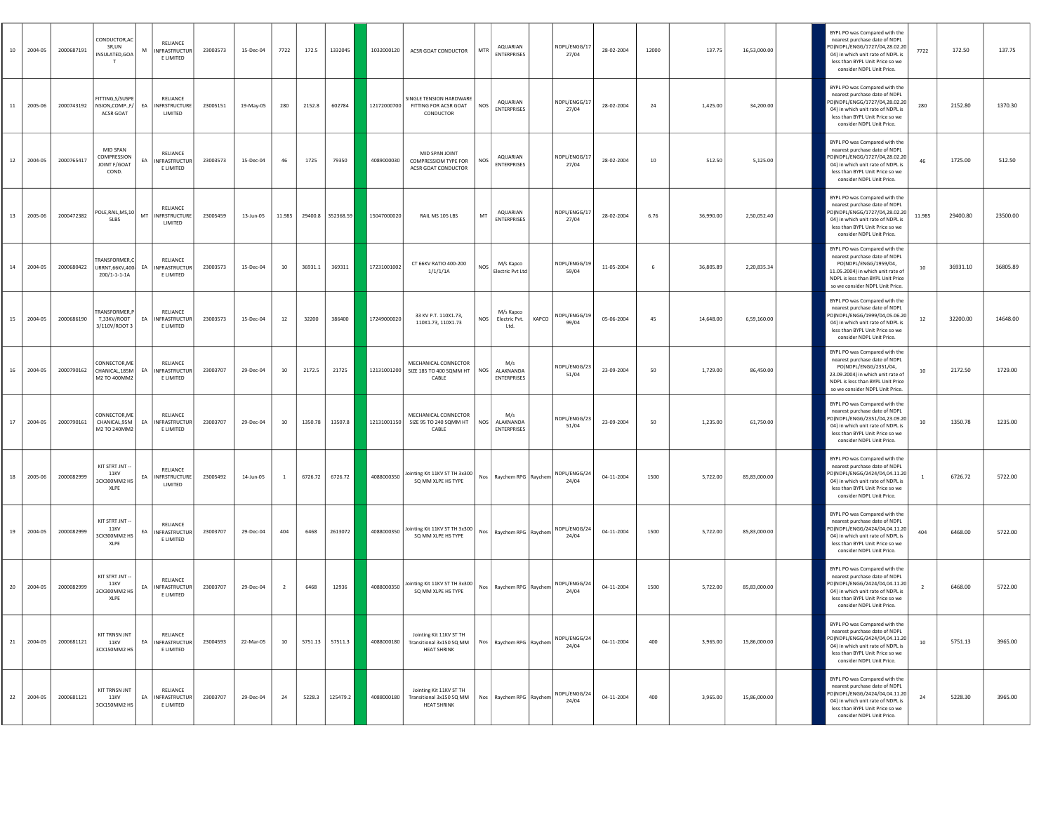| | | | | | | | | | | | | | | | | | | | | | | | | | | | |
|---|---|---|---|---|---|---|---|---|---|---|---|---|---|---|---|---|---|---|---|---|---|---|---|---|---|---|---|
| 10 | 2004-05 | 2000687191 | CONDUCTOR,ACSR,UN INSULATED,GOAT | M | RELIANCE INFRASTRUCTURE LIMITED | 23003573 | 15-Dec-04 | 7722 | 172.5 | 1332045 | | 1032000120 | ACSR GOAT CONDUCTOR | MTR | AQUARIAN ENTERPRISES | | NDPL/ENGG/1727/04 | 28-02-2004 | 12000 | 137.75 | 16,53,000.00 | | | BYPL PO was Compared with the nearest purchase date of NDPL PO(NDPL/ENGG/1727/04,28.02.2004) in which unit rate of NDPL is less than BYPL Unit Price so we consider NDPL Unit Price. | 7722 | 172.50 | 137.75 |
| 11 | 2005-06 | 2000743192 | FITTING,S/SUSPENSION,COMP.,F/ACSR GOAT | EA | RELIANCE INFRASTRUCTURE LIMITED | 23005151 | 19-May-05 | 280 | 2152.8 | 602784 | | 12172000700 | SINGLE TENSION HARDWARE FITTING FOR ACSR GOAT CONDUCTOR | NOS | AQUARIAN ENTERPRISES | | NDPL/ENGG/1727/04 | 28-02-2004 | 24 | 1,425.00 | 34,200.00 | | | BYPL PO was Compared with the nearest purchase date of NDPL PO(NDPL/ENGG/1727/04,28.02.2004) in which unit rate of NDPL is less than BYPL Unit Price so we consider NDPL Unit Price. | 280 | 2152.80 | 1370.30 |
| 12 | 2004-05 | 2000765417 | MID SPAN COMPRESSION JOINT F/GOAT COND. | EA | RELIANCE INFRASTRUCTURE LIMITED | 23003573 | 15-Dec-04 | 46 | 1725 | 79350 | | 4089000030 | MID SPAN JOINT COMPRESSIOM TYPE FOR ACSR GOAT CONDUCTOR | NOS | AQUARIAN ENTERPRISES | | NDPL/ENGG/1727/04 | 28-02-2004 | 10 | 512.50 | 5,125.00 | | | BYPL PO was Compared with the nearest purchase date of NDPL PO(NDPL/ENGG/1727/04,28.02.2004) in which unit rate of NDPL is less than BYPL Unit Price so we consider NDPL Unit Price. | 46 | 1725.00 | 512.50 |
| 13 | 2005-06 | 2000472382 | POLE,RAIL,MS,105LBS | MT | RELIANCE INFRASTRUCTURE LIMITED | 23005459 | 13-Jun-05 | 11.985 | 29400.8 | 352368.59 | | 15047000020 | RAIL MS 105 LBS | MT | AQUARIAN ENTERPRISES | | NDPL/ENGG/1727/04 | 28-02-2004 | 6.76 | 36,990.00 | 2,50,052.40 | | | BYPL PO was Compared with the nearest purchase date of NDPL PO(NDPL/ENGG/1727/04,28.02.2004) in which unit rate of NDPL is less than BYPL Unit Price so we consider NDPL Unit Price. | 11.985 | 29400.80 | 23500.00 |
| 14 | 2004-05 | 2000680422 | TRANSFORMER,CURRNT,66KV,400-200/1-1-1A | EA | RELIANCE INFRASTRUCTURE LIMITED | 23003573 | 15-Dec-04 | 10 | 36931.1 | 369311 | | 17231001002 | CT 66KV RATIO 400-200 1/1/1/1A | NOS | M/s Kapco Electric Pvt Ltd | | NDPL/ENGG/1959/04 | 11-05-2004 | 6 | 36,805.89 | 2,20,835.34 | | | BYPL PO was Compared with the nearest purchase date of NDPL PO(NDPL/ENGG/1959/04, 11.05.2004) in which unit rate of NDPL is less than BYPL Unit Price so we consider NDPL Unit Price. | 10 | 36931.10 | 36805.89 |
| 15 | 2004-05 | 2000686190 | TRANSFORMER,PT,33KV/ROOT 3/110V/ROOT 3 | EA | RELIANCE INFRASTRUCTURE LIMITED | 23003573 | 15-Dec-04 | 12 | 32200 | 386400 | | 17249000020 | 33 KV P.T. 110X1.73, 110X1.73, 110X1.73 | NOS | M/s Kapco Electric Pvt. Ltd. | KAPCO | NDPL/ENGG/1999/04 | 05-06-2004 | 45 | 14,648.00 | 6,59,160.00 | | | BYPL PO was Compared with the nearest purchase date of NDPL PO(NDPL/ENGG/1999/04,05.06.2004) in which unit rate of NDPL is less than BYPL Unit Price so we consider NDPL Unit Price. | 12 | 32200.00 | 14648.00 |
| 16 | 2004-05 | 2000790162 | CONNECTOR,MECHANICAL,185MM2 TO 400MM2 | EA | RELIANCE INFRASTRUCTURE LIMITED | 23003707 | 29-Dec-04 | 10 | 2172.5 | 21725 | | 12131001200 | MECHANICAL CONNECTOR SIZE 185 TO 400 SQMM HT CABLE | NOS | M/s ALAKNANDA ENTERPRISES | | NDPL/ENGG/2351/04 | 23-09-2004 | 50 | 1,729.00 | 86,450.00 | | | BYPL PO was Compared with the nearest purchase date of NDPL PO(NDPL/ENGG/2351/04, 23.09.2004) in which unit rate of NDPL is less than BYPL Unit Price so we consider NDPL Unit Price. | 10 | 2172.50 | 1729.00 |
| 17 | 2004-05 | 2000790161 | CONNECTOR,MECHANICAL,95MM2 TO 240MM2 | EA | RELIANCE INFRASTRUCTURE LIMITED | 23003707 | 29-Dec-04 | 10 | 1350.78 | 13507.8 | | 12131001150 | MECHANICAL CONNECTOR SIZE 95 TO 240 SQMM HT CABLE | NOS | M/s ALAKNANDA ENTERPRISES | | NDPL/ENGG/2351/04 | 23-09-2004 | 50 | 1,235.00 | 61,750.00 | | | BYPL PO was Compared with the nearest purchase date of NDPL PO(NDPL/ENGG/2351/04,23.09.2004) in which unit rate of NDPL is less than BYPL Unit Price so we consider NDPL Unit Price. | 10 | 1350.78 | 1235.00 |
| 18 | 2005-06 | 2000082999 | KIT STRT JNT -- 11KV 3CX300MM2 HS XLPE | EA | RELIANCE INFRASTRUCTURE LIMITED | 23005492 | 14-Jun-05 | 1 | 6726.72 | 6726.72 | | 4088000350 | Jointing Kit 11KV ST TH 3x300 SQ MM XLPE HS TYPE | Nos | Raychem RPG | Raychem | NDPL/ENGG/2424/04 | 04-11-2004 | 1500 | 5,722.00 | 85,83,000.00 | | | BYPL PO was Compared with the nearest purchase date of NDPL PO(NDPL/ENGG/2424/04,04.11.2004) in which unit rate of NDPL is less than BYPL Unit Price so we consider NDPL Unit Price. | 1 | 6726.72 | 5722.00 |
| 19 | 2004-05 | 2000082999 | KIT STRT JNT -- 11KV 3CX300MM2 HS XLPE | EA | RELIANCE INFRASTRUCTURE LIMITED | 23003707 | 29-Dec-04 | 404 | 6468 | 2613072 | | 4088000350 | Jointing Kit 11KV ST TH 3x300 SQ MM XLPE HS TYPE | Nos | Raychem RPG | Raychem | NDPL/ENGG/2424/04 | 04-11-2004 | 1500 | 5,722.00 | 85,83,000.00 | | | BYPL PO was Compared with the nearest purchase date of NDPL PO(NDPL/ENGG/2424/04,04.11.2004) in which unit rate of NDPL is less than BYPL Unit Price so we consider NDPL Unit Price. | 404 | 6468.00 | 5722.00 |
| 20 | 2004-05 | 2000082999 | KIT STRT JNT -- 11KV 3CX300MM2 HS XLPE | EA | RELIANCE INFRASTRUCTURE LIMITED | 23003707 | 29-Dec-04 | 2 | 6468 | 12936 | | 4088000350 | Jointing Kit 11KV ST TH 3x300 SQ MM XLPE HS TYPE | Nos | Raychem RPG | Raychem | NDPL/ENGG/2424/04 | 04-11-2004 | 1500 | 5,722.00 | 85,83,000.00 | | | BYPL PO was Compared with the nearest purchase date of NDPL PO(NDPL/ENGG/2424/04,04.11.2004) in which unit rate of NDPL is less than BYPL Unit Price so we consider NDPL Unit Price. | 2 | 6468.00 | 5722.00 |
| 21 | 2004-05 | 2000681121 | KIT TRNSN JNT 11KV 3CX150MM2 HS | EA | RELIANCE INFRASTRUCTURE LIMITED | 23004593 | 22-Mar-05 | 10 | 5751.13 | 57511.3 | | 4088000180 | Jointing Kit 11KV ST TH Transitional 3x150 SQ MM HEAT SHRINK | Nos | Raychem RPG | Raychem | NDPL/ENGG/2424/04 | 04-11-2004 | 400 | 3,965.00 | 15,86,000.00 | | | BYPL PO was Compared with the nearest purchase date of NDPL PO(NDPL/ENGG/2424/04,04.11.2004) in which unit rate of NDPL is less than BYPL Unit Price so we consider NDPL Unit Price. | 10 | 5751.13 | 3965.00 |
| 22 | 2004-05 | 2000681121 | KIT TRNSN JNT 11KV 3CX150MM2 HS | EA | RELIANCE INFRASTRUCTURE LIMITED | 23003707 | 29-Dec-04 | 24 | 5228.3 | 125479.2 | | 4088000180 | Jointing Kit 11KV ST TH Transitional 3x150 SQ MM HEAT SHRINK | Nos | Raychem RPG | Raychem | NDPL/ENGG/2424/04 | 04-11-2004 | 400 | 3,965.00 | 15,86,000.00 | | | BYPL PO was Compared with the nearest purchase date of NDPL PO(NDPL/ENGG/2424/04,04.11.2004) in which unit rate of NDPL is less than BYPL Unit Price so we consider NDPL Unit Price. | 24 | 5228.30 | 3965.00 |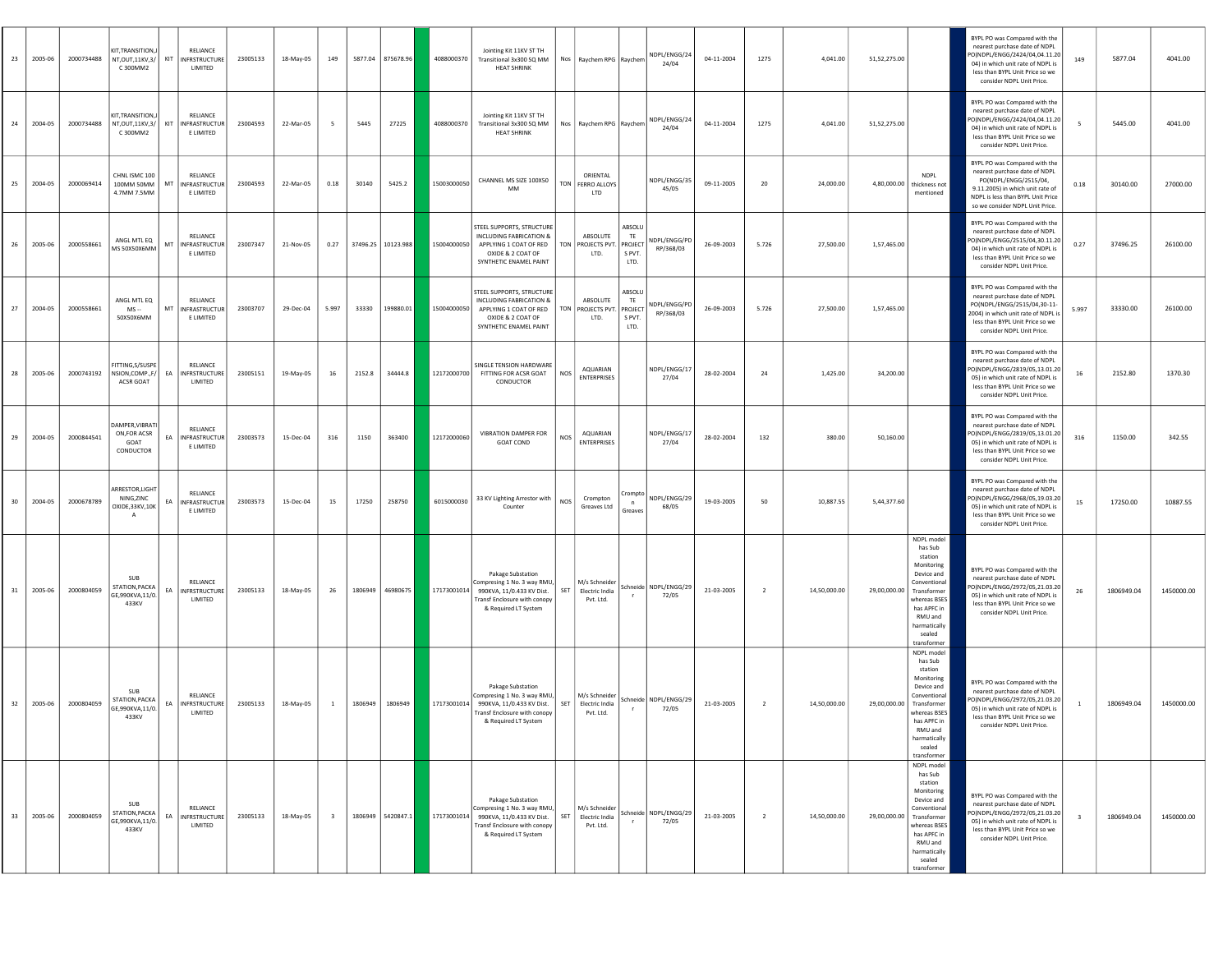| 23 | 2005-06 | 2000734488 | KIT,TRANSITION,JNT,OUT,11KV,3/C 300MM2 | KIT | RELIANCE INFRSTRUCTURE LIMITED | 23005133 | 18-May-05 | 149 | 5877.04 | 875678.96 | | 4088000370 | Jointing Kit 11KV ST TH Transitional 3x300 SQ MM HEAT SHRINK | Nos | Raychem RPG | Raychem | NDPL/ENGG/2424/04 | 04-11-2004 | 1275 | 4,041.00 | 51,52,275.00 | | | BYPL PO was Compared with the nearest purchase date of NDPL PO(NDPL/ENGG/2424/04,04.11.2004) in which unit rate of NDPL is less than BYPL Unit Price so we consider NDPL Unit Price. | 149 | 5877.04 | 4041.00 |
|---|---|---|---|---|---|---|---|---|---|---|---|---|---|---|---|---|---|---|---|---|---|---|---|---|---|---|---|
| 24 | 2004-05 | 2000734488 | KIT,TRANSITION,JNT,OUT,11KV,3/C 300MM2 | KIT | RELIANCE INFRASTRUCTURE LIMITED | 23004593 | 22-Mar-05 | 5 | 5445 | 27225 | | 4088000370 | Jointing Kit 11KV ST TH Transitional 3x300 SQ MM HEAT SHRINK | Nos | Raychem RPG | Raychem | NDPL/ENGG/2424/04 | 04-11-2004 | 1275 | 4,041.00 | 51,52,275.00 | | | BYPL PO was Compared with the nearest purchase date of NDPL PO(NDPL/ENGG/2424/04,04.11.2004) in which unit rate of NDPL is less than BYPL Unit Price so we consider NDPL Unit Price. | 5 | 5445.00 | 4041.00 |
| 25 | 2004-05 | 2000069414 | CHNL ISMC 100 100MM 50MM 4.7MM 7.5MM | MT | RELIANCE INFRASTRUCTURE LIMITED | 23004593 | 22-Mar-05 | 0.18 | 30140 | 5425.2 | | 15003000050 | CHANNEL MS SIZE 100X50 MM | TON | ORIENTAL FERRO ALLOYS LTD | | NDPL/ENGG/3545/05 | 09-11-2005 | 20 | 24,000.00 | 4,80,000.00 | NDPL thickness not mentioned | | BYPL PO was Compared with the nearest purchase date of NDPL PO(NDPL/ENGG/2515/04, 9.11.2005) in which unit rate of NDPL is less than BYPL Unit Price so we consider NDPL Unit Price. | 0.18 | 30140.00 | 27000.00 |
| 26 | 2005-06 | 2000558661 | ANGL MTL EQ MS 50X50X6MM | MT | RELIANCE INFRASTRUCTURE LIMITED | 23007347 | 21-Nov-05 | 0.27 | 37496.25 | 10123.988 | | 15004000050 | STEEL SUPPORTS, STRUCTURE INCLUDING FABRICATION & APPLYING 1 COAT OF RED OXIDE & 2 COAT OF SYNTHETIC ENAMEL PAINT | TON | ABSOLUTE PROJECTS PVT. LTD. | ABSOLUTE PROJECTS PVT. LTD. | NDPL/ENGG/PDRP/368/03 | 26-09-2003 | 5.726 | 27,500.00 | 1,57,465.00 | | | BYPL PO was Compared with the nearest purchase date of NDPL PO(NDPL/ENGG/2515/04,30.11.2004) in which unit rate of NDPL is less than BYPL Unit Price so we consider NDPL Unit Price. | 0.27 | 37496.25 | 26100.00 |
| 27 | 2004-05 | 2000558661 | ANGL MTL EQ MS -- 50X50X6MM | MT | RELIANCE INFRASTRUCTURE LIMITED | 23003707 | 29-Dec-04 | 5.997 | 33330 | 199880.01 | | 15004000050 | STEEL SUPPORTS, STRUCTURE INCLUDING FABRICATION & APPLYING 1 COAT OF RED OXIDE & 2 COAT OF SYNTHETIC ENAMEL PAINT | TON | ABSOLUTE PROJECTS PVT. LTD. | ABSOLUTE PROJECTS PVT. LTD. | NDPL/ENGG/PDRP/368/03 | 26-09-2003 | 5.726 | 27,500.00 | 1,57,465.00 | | | BYPL PO was Compared with the nearest purchase date of NDPL PO(NDPL/ENGG/2515/04,30-11-2004) in which unit rate of NDPL is less than BYPL Unit Price so we consider NDPL Unit Price. | 5.997 | 33330.00 | 26100.00 |
| 28 | 2005-06 | 2000743192 | FITTING,S/SUSPENSION,COMP.,F/ACSR GOAT | EA | RELIANCE INFRASTRUCTURE LIMITED | 23005151 | 19-May-05 | 16 | 2152.8 | 34444.8 | | 12172000700 | SINGLE TENSION HARDWARE FITTING FOR ACSR GOAT CONDUCTOR | NOS | AQUARIAN ENTERPRISES | | NDPL/ENGG/1727/04 | 28-02-2004 | 24 | 1,425.00 | 34,200.00 | | | BYPL PO was Compared with the nearest purchase date of NDPL PO(NDPL/ENGG/2819/05,13.01.2005) in which unit rate of NDPL is less than BYPL Unit Price so we consider NDPL Unit Price. | 16 | 2152.80 | 1370.30 |
| 29 | 2004-05 | 2000844541 | DAMPER,VIBRATION,FOR ACSR GOAT CONDUCTOR | EA | RELIANCE INFRASTRUCTURE LIMITED | 23003573 | 15-Dec-04 | 316 | 1150 | 363400 | | 12172000060 | VIBRATION DAMPER FOR GOAT COND | NOS | AQUARIAN ENTERPRISES | | NDPL/ENGG/1727/04 | 28-02-2004 | 132 | 380.00 | 50,160.00 | | | BYPL PO was Compared with the nearest purchase date of NDPL PO(NDPL/ENGG/2819/05,13.01.2005) in which unit rate of NDPL is less than BYPL Unit Price so we consider NDPL Unit Price. | 316 | 1150.00 | 342.55 |
| 30 | 2004-05 | 2000678789 | ARRESTOR,LIGHTNING,ZINC OXIDE,33KV,10KA | EA | RELIANCE INFRASTRUCTURE LIMITED | 23003573 | 15-Dec-04 | 15 | 17250 | 258750 | | 6015000030 | 33 KV Lighting Arrestor with Counter | NOS | Crompton Greaves Ltd | Crompton Greaves | NDPL/ENGG/2968/05 | 19-03-2005 | 50 | 10,887.55 | 5,44,377.60 | | | BYPL PO was Compared with the nearest purchase date of NDPL PO(NDPL/ENGG/2968/05,19.03.2005) in which unit rate of NDPL is less than BYPL Unit Price so we consider NDPL Unit Price. | 15 | 17250.00 | 10887.55 |
| 31 | 2005-06 | 2000804059 | SUB STATION,PACKAGE,990KVA,11/0.433KV | EA | RELIANCE INFRSTRUCTURE LIMITED | 23005133 | 18-May-05 | 26 | 1806949 | 46980675 | | 17173001014 | Pakage Substation Compresing 1 No. 3 way RMU, 990KVA, 11/0.433 KV Dist. Transf Enclosure with conopy & Required LT System | SET | M/s Schneider Electric India Pvt. Ltd. | Schneider | NDPL/ENGG/2972/05 | 21-03-2005 | 2 | 14,50,000.00 | 29,00,000.00 | NDPL model has Sub station Monitoring Device and Conventional Transformer whereas BSES has APFC in RMU and harmatically sealed transformer | | BYPL PO was Compared with the nearest purchase date of NDPL PO(NDPL/ENGG/2972/05,21.03.2005) in which unit rate of NDPL is less than BYPL Unit Price so we consider NDPL Unit Price. | 26 | 1806949.04 | 1450000.00 |
| 32 | 2005-06 | 2000804059 | SUB STATION,PACKAGE,990KVA,11/0.433KV | EA | RELIANCE INFRSTRUCTURE LIMITED | 23005133 | 18-May-05 | 1 | 1806949 | 1806949 | | 17173001014 | Pakage Substation Compresing 1 No. 3 way RMU, 990KVA, 11/0.433 KV Dist. Transf Enclosure with conopy & Required LT System | SET | M/s Schneider Electric India Pvt. Ltd. | Schneider | NDPL/ENGG/2972/05 | 21-03-2005 | 2 | 14,50,000.00 | 29,00,000.00 | NDPL model has Sub station Monitoring Device and Conventional Transformer whereas BSES has APFC in RMU and harmatically sealed transformer | | BYPL PO was Compared with the nearest purchase date of NDPL PO(NDPL/ENGG/2972/05,21.03.2005) in which unit rate of NDPL is less than BYPL Unit Price so we consider NDPL Unit Price. | 1 | 1806949.04 | 1450000.00 |
| 33 | 2005-06 | 2000804059 | SUB STATION,PACKAGE,990KVA,11/0.433KV | EA | RELIANCE INFRSTRUCTURE LIMITED | 23005133 | 18-May-05 | 3 | 1806949 | 5420847.1 | | 17173001014 | Pakage Substation Compresing 1 No. 3 way RMU, 990KVA, 11/0.433 KV Dist. Transf Enclosure with conopy & Required LT System | SET | M/s Schneider Electric India Pvt. Ltd. | Schneider | NDPL/ENGG/2972/05 | 21-03-2005 | 2 | 14,50,000.00 | 29,00,000.00 | NDPL model has Sub station Monitoring Device and Conventional Transformer whereas BSES has APFC in RMU and harmatically sealed transformer | | BYPL PO was Compared with the nearest purchase date of NDPL PO(NDPL/ENGG/2972/05,21.03.2005) in which unit rate of NDPL is less than BYPL Unit Price so we consider NDPL Unit Price. | 3 | 1806949.04 | 1450000.00 |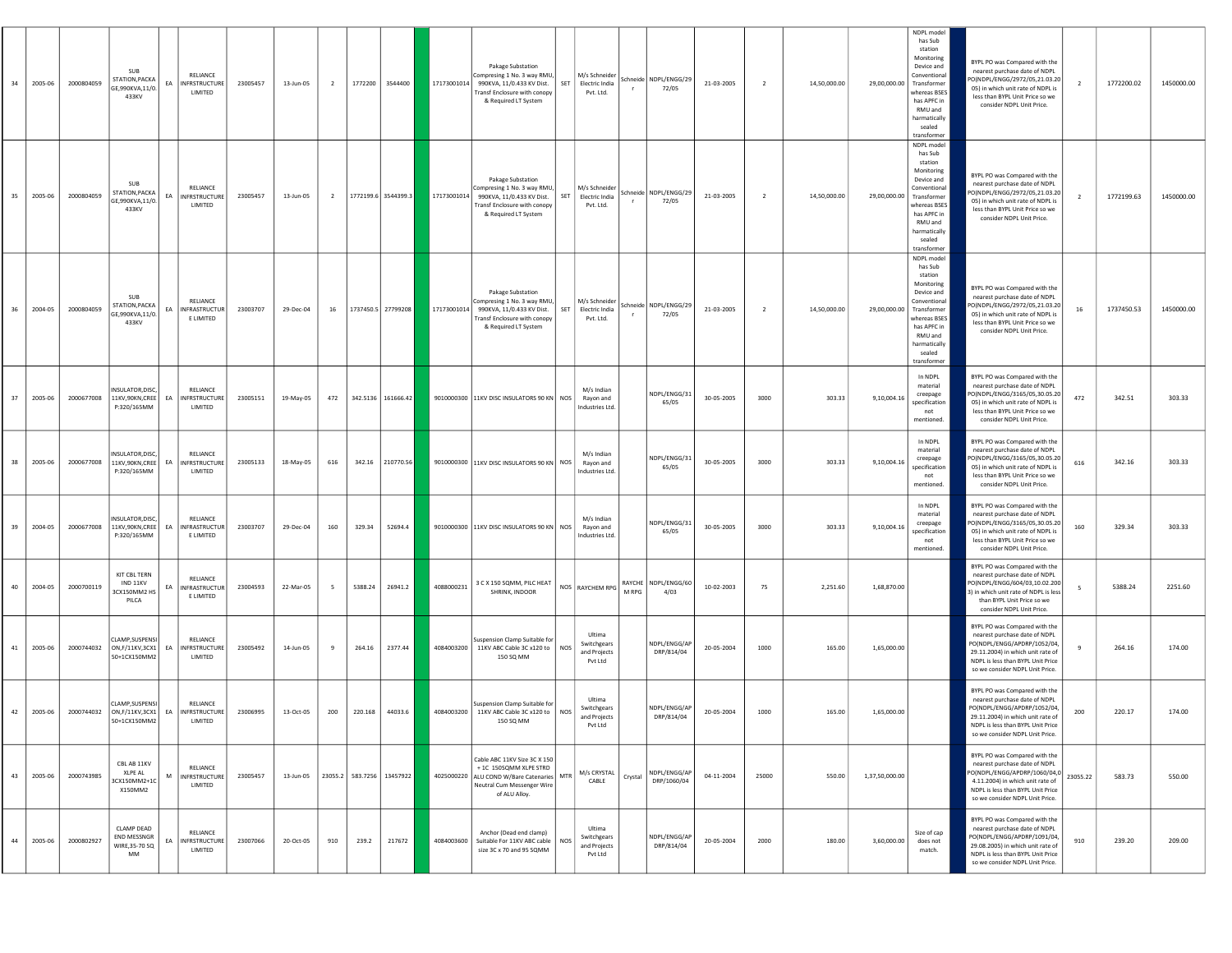| 34 | 2005-06 | 2000804059 | SUB STATION,PACKAGE,990KVA,11/0.433KV | EA | RELIANCE INFRSTRUCTURE LIMITED | 23005457 | 13-Jun-05 | 2 | 1772200 | 3544400 | | 17173001014 | Pakage Substation Compresing 1 No. 3 way RMU, 990KVA, 11/0.433 KV Dist. Transf Enclosure with conopy & Required LT System | SET | M/s Schneider Electric India Pvt. Ltd. | Schneider | NDPL/ENGG/2972/05 | 21-03-2005 | 2 | 14,50,000.00 | 29,00,000.00 | NDPL model has Sub station Monitoring Device and Conventional Transformer whereas BSES has APFC in RMU and harmatically sealed transformer | | BYPL PO was Compared with the nearest purchase date of NDPL PO(NDPL/ENGG/2972/05,21.03.2005) in which unit rate of NDPL is less than BYPL Unit Price so we consider NDPL Unit Price. | 2 | 1772200.02 | 1450000.00 |
|---|---|---|---|---|---|---|---|---|---|---|---|---|---|---|---|---|---|---|---|---|---|---|---|---|---|---|---|
| 35 | 2005-06 | 2000804059 | SUB STATION,PACKAGE,990KVA,11/0.433KV | EA | RELIANCE INFRSTRUCTURE LIMITED | 23005457 | 13-Jun-05 | 2 | 1772199.6 | 3544399.3 | | 17173001014 | Pakage Substation Compresing 1 No. 3 way RMU, 990KVA, 11/0.433 KV Dist. Transf Enclosure with conopy & Required LT System | SET | M/s Schneider Electric India Pvt. Ltd. | Schneider | NDPL/ENGG/2972/05 | 21-03-2005 | 2 | 14,50,000.00 | 29,00,000.00 | NDPL model has Sub station Monitoring Device and Conventional Transformer whereas BSES has APFC in RMU and harmatically sealed transformer | | BYPL PO was Compared with the nearest purchase date of NDPL PO(NDPL/ENGG/2972/05,21.03.2005) in which unit rate of NDPL is less than BYPL Unit Price so we consider NDPL Unit Price. | 2 | 1772199.63 | 1450000.00 |
| 36 | 2004-05 | 2000804059 | SUB STATION,PACKAGE,990KVA,11/0.433KV | EA | RELIANCE INFRASTRUCTURE LIMITED | 23003707 | 29-Dec-04 | 16 | 1737450.5 | 27799208 | | 17173001014 | Pakage Substation Compresing 1 No. 3 way RMU, 990KVA, 11/0.433 KV Dist. Transf Enclosure with conopy & Required LT System | SET | M/s Schneider Electric India Pvt. Ltd. | Schneider | NDPL/ENGG/2972/05 | 21-03-2005 | 2 | 14,50,000.00 | 29,00,000.00 | NDPL model has Sub station Monitoring Device and Conventional Transformer whereas BSES has APFC in RMU and harmatically sealed transformer | | BYPL PO was Compared with the nearest purchase date of NDPL PO(NDPL/ENGG/2972/05,21.03.2005) in which unit rate of NDPL is less than BYPL Unit Price so we consider NDPL Unit Price. | 16 | 1737450.53 | 1450000.00 |
| 37 | 2005-06 | 2000677008 | INSULATOR,DISC,11KV,90KN,CREEP:320/165MM | EA | RELIANCE INFRSTRUCTURE LIMITED | 23005151 | 19-May-05 | 472 | 342.5136 | 161666.42 | | 9010000300 | 11KV DISC INSULATORS 90 KN | NOS | M/s Indian Rayon and Industries Ltd. | | NDPL/ENGG/3165/05 | 30-05-2005 | 3000 | 303.33 | 9,10,004.16 | In NDPL material creepage specification not mentioned. | | BYPL PO was Compared with the nearest purchase date of NDPL PO(NDPL/ENGG/3165/05,30.05.2005) in which unit rate of NDPL is less than BYPL Unit Price so we consider NDPL Unit Price. | 472 | 342.51 | 303.33 |
| 38 | 2005-06 | 2000677008 | INSULATOR,DISC,11KV,90KN,CREEP:320/165MM | EA | RELIANCE INFRSTRUCTURE LIMITED | 23005133 | 18-May-05 | 616 | 342.16 | 210770.56 | | 9010000300 | 11KV DISC INSULATORS 90 KN | NOS | M/s Indian Rayon and Industries Ltd. | | NDPL/ENGG/3165/05 | 30-05-2005 | 3000 | 303.33 | 9,10,004.16 | In NDPL material creepage specification not mentioned. | | BYPL PO was Compared with the nearest purchase date of NDPL PO(NDPL/ENGG/3165/05,30.05.2005) in which unit rate of NDPL is less than BYPL Unit Price so we consider NDPL Unit Price. | 616 | 342.16 | 303.33 |
| 39 | 2004-05 | 2000677008 | INSULATOR,DISC,11KV,90KN,CREEP:320/165MM | EA | RELIANCE INFRASTRUCTURE LIMITED | 23003707 | 29-Dec-04 | 160 | 329.34 | 52694.4 | | 9010000300 | 11KV DISC INSULATORS 90 KN | NOS | M/s Indian Rayon and Industries Ltd. | | NDPL/ENGG/3165/05 | 30-05-2005 | 3000 | 303.33 | 9,10,004.16 | In NDPL material creepage specification not mentioned. | | BYPL PO was Compared with the nearest purchase date of NDPL PO(NDPL/ENGG/3165/05,30.05.2005) in which unit rate of NDPL is less than BYPL Unit Price so we consider NDPL Unit Price. | 160 | 329.34 | 303.33 |
| 40 | 2004-05 | 2000700119 | KIT CBL TERN IND 11KV 3CX150MM2 HS PILCA | EA | RELIANCE INFRASTRUCTURE LIMITED | 23004593 | 22-Mar-05 | 5 | 5388.24 | 26941.2 | | 4088000231 | 3 C X 150 SQMM, PILC HEAT SHRINK, INDOOR | NOS | RAYCHEM RPG | RAYCHEM RPG | NDPL/ENGG/604/03 | 10-02-2003 | 75 | 2,251.60 | 1,68,870.00 | | | BYPL PO was Compared with the nearest purchase date of NDPL PO(NDPL/ENGG/604/03,10.02.2003) in which unit rate of NDPL is less than BYPL Unit Price so we consider NDPL Unit Price. | 5 | 5388.24 | 2251.60 |
| 41 | 2005-06 | 2000744032 | CLAMP,SUSPENSION,F/11KV,3CX150+1CX150MM2 | EA | RELIANCE INFRSTRUCTURE LIMITED | 23005492 | 14-Jun-05 | 9 | 264.16 | 2377.44 | | 4084003200 | Suspension Clamp Suitable for 11KV ABC Cable 3C x120 to 150 SQ MM | NOS | Ultima Switchgears and Projects Pvt Ltd | | NDPL/ENGG/APDRP/814/04 | 20-05-2004 | 1000 | 165.00 | 1,65,000.00 | | | BYPL PO was Compared with the nearest purchase date of NDPL PO(NDPL/ENGG/APDRP/1052/04, 29.11.2004) in which unit rate of NDPL is less than BYPL Unit Price so we consider NDPL Unit Price. | 9 | 264.16 | 174.00 |
| 42 | 2005-06 | 2000744032 | CLAMP,SUSPENSION,F/11KV,3CX150+1CX150MM2 | EA | RELIANCE INFRSTRUCTURE LIMITED | 23006995 | 13-Oct-05 | 200 | 220.168 | 44033.6 | | 4084003200 | Suspension Clamp Suitable for 11KV ABC Cable 3C x120 to 150 SQ MM | NOS | Ultima Switchgears and Projects Pvt Ltd | | NDPL/ENGG/APDRP/814/04 | 20-05-2004 | 1000 | 165.00 | 1,65,000.00 | | | BYPL PO was Compared with the nearest purchase date of NDPL PO(NDPL/ENGG/APDRP/1052/04, 29.11.2004) in which unit rate of NDPL is less than BYPL Unit Price so we consider NDPL Unit Price. | 200 | 220.17 | 174.00 |
| 43 | 2005-06 | 2000743985 | CBL AB 11KV XLPE AL 3CX150MM2+1CX150MM2 | M | RELIANCE INFRSTRUCTURE LIMITED | 23005457 | 13-Jun-05 | 23055.2 | 583.7256 | 13457922 | | 4025000220 | Cable ABC 11KV Size 3C X 150 + 1C 150SQMM XLPE STRD ALU COND W/Bare Catenaries Neutral Cum Messenger Wire of ALU Alloy. | MTR | M/s CRYSTAL CABLE | Crystal | NDPL/ENGG/APDRP/1060/04 | 04-11-2004 | 25000 | 550.00 | 1,37,50,000.00 | | | BYPL PO was Compared with the nearest purchase date of NDPL PO(NDPL/ENGG/APDRP/1060/04,04.11.2004) in which unit rate of NDPL is less than BYPL Unit Price so we consider NDPL Unit Price. | 23055.22 | 583.73 | 550.00 |
| 44 | 2005-06 | 2000802927 | CLAMP DEAD END MESSNGR WIRE,35-70 SQ MM | EA | RELIANCE INFRSTRUCTURE LIMITED | 23007066 | 20-Oct-05 | 910 | 239.2 | 217672 | | 4084003600 | Anchor (Dead end clamp) Suitable For 11KV ABC cable size 3C x 70 and 95 SQMM | NOS | Ultima Switchgears and Projects Pvt Ltd | | NDPL/ENGG/APDRP/814/04 | 20-05-2004 | 2000 | 180.00 | 3,60,000.00 | Size of cap does not match. | | BYPL PO was Compared with the nearest purchase date of NDPL PO(NDPL/ENGG/APDRP/1091/04, 29.08.2005) in which unit rate of NDPL is less than BYPL Unit Price so we consider NDPL Unit Price. | 910 | 239.20 | 209.00 |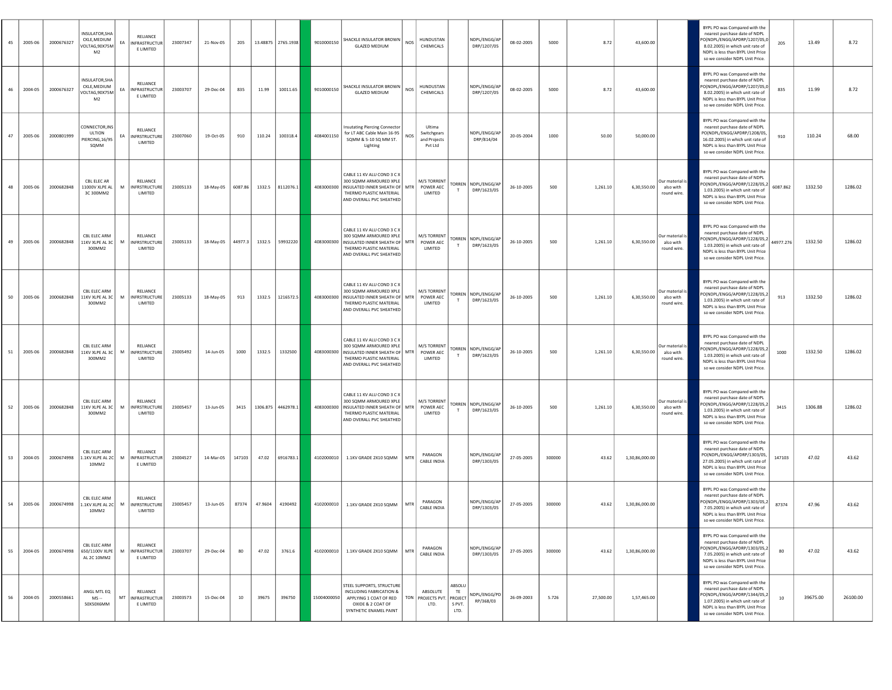| 45 | 2005-06 | 2000676327 | INSULATOR,SHACKLE,MEDIUM VOLTAG,90X75MM2 | EA | RELIANCE INFRASTRUCTURE LIMITED | 23007347 | 21-Nov-05 | 205 | 13.48875 | 2765.1938 | | 9010000150 | SHACKLE INSULATOR BROWN GLAZED MEDIUM | NOS | HUNDUSTAN CHEMICALS | | NDPL/ENGG/APDRP/1207/05 | 08-02-2005 | 5000 | 8.72 | 43,600.00 | | | BYPL PO was Compared with the nearest purchase date of NDPL PO(NDPL/ENGG/APDRP/1207/05,08.02.2005) in which unit rate of NDPL is less than BYPL Unit Price so we consider NDPL Unit Price. | 205 | 13.49 | 8.72 |
|---|---|---|---|---|---|---|---|---|---|---|---|---|---|---|---|---|---|---|---|---|---|---|---|---|---|---|---|
| 46 | 2004-05 | 2000676327 | INSULATOR,SHACKLE,MEDIUM VOLTAG,90X75MM2 | EA | RELIANCE INFRASTRUCTURE LIMITED | 23003707 | 29-Dec-04 | 835 | 11.99 | 10011.65 | | 9010000150 | SHACKLE INSULATOR BROWN GLAZED MEDIUM | NOS | HUNDUSTAN CHEMICALS | | NDPL/ENGG/APDRP/1207/05 | 08-02-2005 | 5000 | 8.72 | 43,600.00 | | | BYPL PO was Compared with the nearest purchase date of NDPL PO(NDPL/ENGG/APDRP/1207/05,08.02.2005) in which unit rate of NDPL is less than BYPL Unit Price so we consider NDPL Unit Price. | 835 | 11.99 | 8.72 |
| 47 | 2005-06 | 2000801999 | CONNECTOR,INSULTION PIERCING,16/95 SQMM | EA | RELIANCE INFRASTRUCTURE LIMITED | 23007060 | 19-Oct-05 | 910 | 110.24 | 100318.4 | | 4084001150 | Insutating Piercing Connector for LT ABC Cable Main 16-95 SQMM & 5-10 SQ MM ST. Lighting | NOS | Ultima Switchgears and Projects Pvt Ltd | | NDPL/ENGG/APDRP/814/04 | 20-05-2004 | 1000 | 50.00 | 50,000.00 | | | BYPL PO was Compared with the nearest purchase date of NDPL PO(NDPL/ENGG/APDRP/1208/05,16.02.2005) in which unit rate of NDPL is less than BYPL Unit Price so we consider NDPL Unit Price. | 910 | 110.24 | 68.00 |
| 48 | 2005-06 | 2000682848 | CBL ELEC AR 11000V XLPE AL 3C 300MM2 | M | RELIANCE INFRASTRUCTURE LIMITED | 23005133 | 18-May-05 | 6087.86 | 1332.5 | 8112076.1 | | 4083000300 | CABLE 11 KV ALU COND 3 C X 300 SQMM ARMOURED XPLE INSULATED INNER SHEATH OF THERMO PLASTIC MATERIAL AND OVERALL PVC SHEATHED | MTR | M/S TORRENT POWER AEC LIMITED | TORRENT | NDPL/ENGG/APDRP/1623/05 | 26-10-2005 | 500 | 1,261.10 | 6,30,550.00 | Our material is also with round wire. | | BYPL PO was Compared with the nearest purchase date of NDPL PO(NDPL/ENGG/APDRP/1228/05,21.03.2005) in which unit rate of NDPL is less than BYPL Unit Price so we consider NDPL Unit Price. | 6087.862 | 1332.50 | 1286.02 |
| 49 | 2005-06 | 2000682848 | CBL ELEC ARM 11KV XLPE AL 3C 300MM2 | M | RELIANCE INFRASTRUCTURE LIMITED | 23005133 | 18-May-05 | 44977.3 | 1332.5 | 59932220 | | 4083000300 | CABLE 11 KV ALU COND 3 C X 300 SQMM ARMOURED XPLE INSULATED INNER SHEATH OF THERMO PLASTIC MATERIAL AND OVERALL PVC SHEATHED | MTR | M/S TORRENT POWER AEC LIMITED | TORRENT | NDPL/ENGG/APDRP/1623/05 | 26-10-2005 | 500 | 1,261.10 | 6,30,550.00 | Our material is also with round wire. | | BYPL PO was Compared with the nearest purchase date of NDPL PO(NDPL/ENGG/APDRP/1228/05,21.03.2005) in which unit rate of NDPL is less than BYPL Unit Price so we consider NDPL Unit Price. | 44977.276 | 1332.50 | 1286.02 |
| 50 | 2005-06 | 2000682848 | CBL ELEC ARM 11KV XLPE AL 3C 300MM2 | M | RELIANCE INFRASTRUCTURE LIMITED | 23005133 | 18-May-05 | 913 | 1332.5 | 1216572.5 | | 4083000300 | CABLE 11 KV ALU COND 3 C X 300 SQMM ARMOURED XPLE INSULATED INNER SHEATH OF THERMO PLASTIC MATERIAL AND OVERALL PVC SHEATHED | MTR | M/S TORRENT POWER AEC LIMITED | TORRENT | NDPL/ENGG/APDRP/1623/05 | 26-10-2005 | 500 | 1,261.10 | 6,30,550.00 | Our material is also with round wire. | | BYPL PO was Compared with the nearest purchase date of NDPL PO(NDPL/ENGG/APDRP/1228/05,21.03.2005) in which unit rate of NDPL is less than BYPL Unit Price so we consider NDPL Unit Price. | 913 | 1332.50 | 1286.02 |
| 51 | 2005-06 | 2000682848 | CBL ELEC ARM 11KV XLPE AL 3C 300MM2 | M | RELIANCE INFRASTRUCTURE LIMITED | 23005492 | 14-Jun-05 | 1000 | 1332.5 | 1332500 | | 4083000300 | CABLE 11 KV ALU COND 3 C X 300 SQMM ARMOURED XPLE INSULATED INNER SHEATH OF THERMO PLASTIC MATERIAL AND OVERALL PVC SHEATHED | MTR | M/S TORRENT POWER AEC LIMITED | TORRENT | NDPL/ENGG/APDRP/1623/05 | 26-10-2005 | 500 | 1,261.10 | 6,30,550.00 | Our material is also with round wire. | | BYPL PO was Compared with the nearest purchase date of NDPL PO(NDPL/ENGG/APDRP/1228/05,21.03.2005) in which unit rate of NDPL is less than BYPL Unit Price so we consider NDPL Unit Price. | 1000 | 1332.50 | 1286.02 |
| 52 | 2005-06 | 2000682848 | CBL ELEC ARM 11KV XLPE AL 3C 300MM2 | M | RELIANCE INFRASTRUCTURE LIMITED | 23005457 | 13-Jun-05 | 3415 | 1306.875 | 4462978.1 | | 4083000300 | CABLE 11 KV ALU COND 3 C X 300 SQMM ARMOURED XPLE INSULATED INNER SHEATH OF THERMO PLASTIC MATERIAL AND OVERALL PVC SHEATHED | MTR | M/S TORRENT POWER AEC LIMITED | TORRENT | NDPL/ENGG/APDRP/1623/05 | 26-10-2005 | 500 | 1,261.10 | 6,30,550.00 | Our material is also with round wire. | | BYPL PO was Compared with the nearest purchase date of NDPL PO(NDPL/ENGG/APDRP/1228/05,21.03.2005) in which unit rate of NDPL is less than BYPL Unit Price so we consider NDPL Unit Price. | 3415 | 1306.88 | 1286.02 |
| 53 | 2004-05 | 2000674998 | CBL ELEC ARM 1.1KV XLPE AL 2C 10MM2 | M | RELIANCE INFRASTRUCTURE LIMITED | 23004527 | 14-Mar-05 | 147103 | 47.02 | 6916783.1 | | 4102000010 | 1.1KV GRADE 2X10 SQMM | MTR | PARAGON CABLE INDIA | | NDPL/ENGG/APDRP/1303/05 | 27-05-2005 | 300000 | 43.62 | 1,30,86,000.00 | | | BYPL PO was Compared with the nearest purchase date of NDPL PO(NDPL/ENGG/APDRP/1303/05,27.05.2005) in which unit rate of NDPL is less than BYPL Unit Price so we consider NDPL Unit Price. | 147103 | 47.02 | 43.62 |
| 54 | 2005-06 | 2000674998 | CBL ELEC ARM 1.1KV XLPE AL 2C 10MM2 | M | RELIANCE INFRASTRUCTURE LIMITED | 23005457 | 13-Jun-05 | 87374 | 47.9604 | 4190492 | | 4102000010 | 1.1KV GRADE 2X10 SQMM | MTR | PARAGON CABLE INDIA | | NDPL/ENGG/APDRP/1303/05 | 27-05-2005 | 300000 | 43.62 | 1,30,86,000.00 | | | BYPL PO was Compared with the nearest purchase date of NDPL PO(NDPL/ENGG/APDRP/1303/05,27.05.2005) in which unit rate of NDPL is less than BYPL Unit Price so we consider NDPL Unit Price. | 87374 | 47.96 | 43.62 |
| 55 | 2004-05 | 2000674998 | CBL ELEC ARM 650/1100V XLPE AL 2C 10MM2 | M | RELIANCE INFRASTRUCTURE LIMITED | 23003707 | 29-Dec-04 | 80 | 47.02 | 3761.6 | | 4102000010 | 1.1KV GRADE 2X10 SQMM | MTR | PARAGON CABLE INDIA | | NDPL/ENGG/APDRP/1303/05 | 27-05-2005 | 300000 | 43.62 | 1,30,86,000.00 | | | BYPL PO was Compared with the nearest purchase date of NDPL PO(NDPL/ENGG/APDRP/1303/05,27.05.2005) in which unit rate of NDPL is less than BYPL Unit Price so we consider NDPL Unit Price. | 80 | 47.02 | 43.62 |
| 56 | 2004-05 | 2000558661 | ANGL MTL EQ MS -- 50X50X6MM | MT | RELIANCE INFRASTRUCTURE LIMITED | 23003573 | 15-Dec-04 | 10 | 39675 | 396750 | | 15004000050 | STEEL SUPPORTS, STRUCTURE INCLUDING FABRICATION & APPLYING 1 COAT OF RED OXIDE & 2 COAT OF SYNTHETIC ENAMEL PAINT | TON | ABSOLUTE PROJECTS PVT. LTD. | ABSOLUTE PROJECTS PVT. LTD. | NDPL/ENGG/PDRP/368/03 | 26-09-2003 | 5.726 | 27,500.00 | 1,57,465.00 | | | BYPL PO was Compared with the nearest purchase date of NDPL PO(NDPL/ENGG/APDRP/1344/05,21.07.2005) in which unit rate of NDPL is less than BYPL Unit Price so we consider NDPL Unit Price. | 10 | 39675.00 | 26100.00 |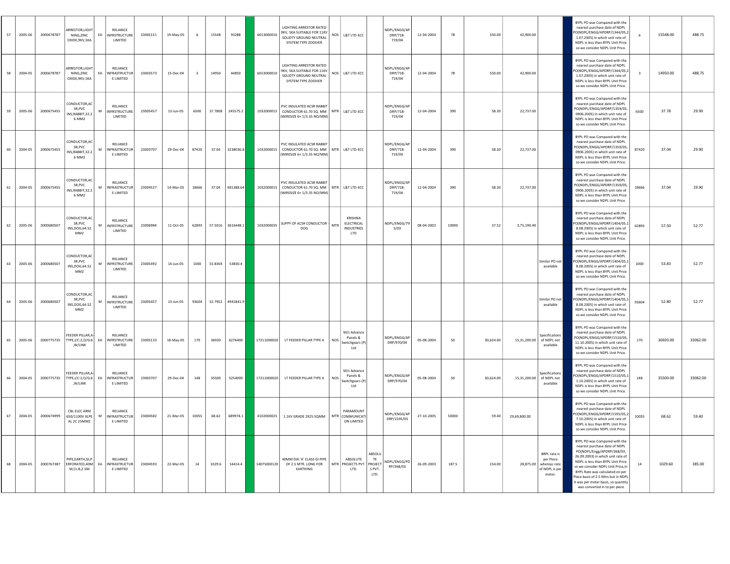| | | | | | | | | | | | | | | | | | | | | | | | | | | | |
|---|---|---|---|---|---|---|---|---|---|---|---|---|---|---|---|---|---|---|---|---|---|---|---|---|---|---|---|
| 57 | 2005-06 | 2000678787 | ARRESTOR,LIGHTNING,ZINC OXIDE,9KV,5KA | EA | RELIANCE INFRSTRUCTURE LIMITED | 23005151 | 19-May-05 | 6 | 15548 | 93288 | | 6013000010 | LIGHTING ARRESTOR RATED 9KV, 5KA SUITABLE FOR 11KV SOLIDTY GROUND NEUTRAL SYSTEM TYPE ZODIVER | NOS | L&T LTD-ECC | | NDPL/ENGG/APDRP/718-719/04 | 12-04-2004 | 78 | 550.00 | 42,900.00 | | | BYPL PO was Compared with the nearest purchase date of NDPL PO(NDPL/ENGG/APDRP/1344/05,21.07.2005) in which unit rate of NDPL is less than BYPL Unit Price so we consider NDPL Unit Price. | 6 | 15548.00 | 488.75 |
| 58 | 2004-05 | 2000678787 | ARRESTOR,LIGHTNING,ZINC OXIDE,9KV,5KA | EA | RELIANCE INFRASTRUCTURE LIMITED | 23003573 | 15-Dec-04 | 3 | 14950 | 44850 | | 6013000010 | LIGHTING ARRESTOR RATED 9KV, 5KA SUITABLE FOR 11KV SOLIDTY GROUND NEUTRAL SYSTEM TYPE ZODIVER | NOS | L&T LTD-ECC | | NDPL/ENGG/APDRP/718-719/04 | 12-04-2004 | 78 | 550.00 | 42,900.00 | | | BYPL PO was Compared with the nearest purchase date of NDPL PO(NDPL/ENGG/APDRP/1344/05,21.07.2005) in which unit rate of NDPL is less than BYPL Unit Price so we consider NDPL Unit Price. | 3 | 14950.00 | 488.75 |
| 59 | 2005-06 | 2000675455 | CONDUCTOR,ACSR,PVC INS,RABBIT,32.26 MM2 | M | RELIANCE INFRSTRUCTURE LIMITED | 23005457 | 13-Jun-05 | 6500 | 37.7808 | 245575.2 | | 1032000015 | PVC INSULATED ACSR RABBIT CONDUCTOR 61.70 SQ. MM (WIRESIZE 6+ 1/3.35 NO/MM) | MTR | L&T LTD-ECC | | NDPL/ENGG/APDRP/718-719/04 | 12-04-2004 | 390 | 58.30 | 22,737.00 | | | BYPL PO was Compared with the nearest purchase date of NDPL PO(NDPL/ENGG/APDRP/1359/05,0906.2005) in which unit rate of NDPL is less than BYPL Unit Price so we consider NDPL Unit Price. | 6500 | 37.78 | 29.90 |
| 60 | 2004-05 | 2000675455 | CONDUCTOR,ACSR,PVC INS,RABBIT,32.26 MM2 | M | RELIANCE INFRASTRUCTURE LIMITED | 23003707 | 29-Dec-04 | 87420 | 37.04 | 3238036.8 | | 1032000015 | PVC INSULATED ACSR RABBIT CONDUCTOR 61.70 SQ. MM (WIRESIZE 6+ 1/3.35 NO/MM) | MTR | L&T LTD-ECC | | NDPL/ENGG/APDRP/718-719/04 | 12-04-2004 | 390 | 58.30 | 22,737.00 | | | BYPL PO was Compared with the nearest purchase date of NDPL PO(NDPL/ENGG/APDRP/1359/05,0906.2005) in which unit rate of NDPL is less than BYPL Unit Price so we consider NDPL Unit Price. | 87420 | 37.04 | 29.90 |
| 61 | 2004-05 | 2000675455 | CONDUCTOR,ACSR,PVC INS,RABBIT,32.26 MM2 | M | RELIANCE INFRASTRUCTURE LIMITED | 23004527 | 14-Mar-05 | 18666 | 37.04 | 691388.64 | | 1032000015 | PVC INSULATED ACSR RABBIT CONDUCTOR 61.70 SQ. MM (WIRESIZE 6+ 1/3.35 NO/MM) | MTR | L&T LTD-ECC | | NDPL/ENGG/APDRP/718-719/04 | 12-04-2004 | 390 | 58.30 | 22,737.00 | | | BYPL PO was Compared with the nearest purchase date of NDPL PO(NDPL/ENGG/APDRP/1359/05,0906.2005) in which unit rate of NDPL is less than BYPL Unit Price so we consider NDPL Unit Price. | 18666 | 37.04 | 29.90 |
| 62 | 2005-06 | 2000680507 | CONDUCTOR,ACSR,PVC INS,DOG,64.52 MM2 | M | RELIANCE INFRSTRUCTURE LIMITED | 23006984 | 11-Oct-05 | 62893 | 57.5016 | 3616448.1 | | 1032000035 | SUPPY OF ACSR CONDUCTOR - DOG | MTR | KRISHNA ELECTRICAL INDUSTRIES LTD | | NDPL/ENGG/795/03 | 08-04-2003 | 10000 | 37.52 | 3,75,190.40 | | | BYPL PO was Compared with the nearest purchase date of NDPL PO(NDPL/ENGG/APDRP/1404/05,18.08.2005) in which unit rate of NDPL is less than BYPL Unit Price so we consider NDPL Unit Price. | 62893 | 57.50 | 52.77 |
| 63 | 2005-06 | 2000680507 | CONDUCTOR,ACSR,PVC INS,DOG,64.52 MM2 | M | RELIANCE INFRSTRUCTURE LIMITED | 23005492 | 14-Jun-05 | 1000 | 53.8304 | 53830.4 | | | | | | | | | | | | Similar PO not available | | BYPL PO was Compared with the nearest purchase date of NDPL PO(NDPL/ENGG/APDRP/1404/05,18.08.2005) in which unit rate of NDPL is less than BYPL Unit Price so we consider NDPL Unit Price. | 1000 | 53.83 | 52.77 |
| 64 | 2005-06 | 2000680507 | CONDUCTOR,ACSR,PVC INS,DOG,64.52 MM2 | M | RELIANCE INFRSTRUCTURE LIMITED | 23005457 | 13-Jun-05 | 93604 | 52.7952 | 4941841.9 | | | | | | | | | | | | Similar PO not available | | BYPL PO was Compared with the nearest purchase date of NDPL PO(NDPL/ENGG/APDRP/1404/05,18.08.2005) in which unit rate of NDPL is less than BYPL Unit Price so we consider NDPL Unit Price. | 93604 | 52.80 | 52.77 |
| 65 | 2005-06 | 2000775735 | FEEDER PILLAR,A-TYPE,I/C:2,O/G:6,W/LINK | EA | RELIANCE INFRSTRUCTURE LIMITED | 23005133 | 18-May-05 | 170 | 36920 | 6276400 | | 17211000020 | LT FEEDER PILLAR TYPE A | NOS | M/s Advance Panels & Switchgears (P) Ltd | | NDPL/ENGG/APDRP/970/04 | 05-08-2004 | 50 | 30,624.00 | 15,31,200.00 | Specifications of NDPL not available | | BYPL PO was Compared with the nearest purchase date of NDPL PO(NDPL/ENGG/APDRP/1510/05,11.10.2005) in which unit rate of NDPL is less than BYPL Unit Price so we consider NDPL Unit Price. | 170 | 36920.00 | 33062.00 |
| 66 | 2004-05 | 2000775735 | FEEDER PILLAR,A-TYPE,I/C:2,O/G:6,W/LINK | EA | RELIANCE INFRASTRUCTURE LIMITED | 23003707 | 29-Dec-04 | 148 | 35500 | 5254000 | | 17211000020 | LT FEEDER PILLAR TYPE A | NOS | M/s Advance Panels & Switchgears (P) Ltd | | NDPL/ENGG/APDRP/970/04 | 05-08-2004 | 50 | 30,624.00 | 15,31,200.00 | Specifications of NDPL not available | | BYPL PO was Compared with the nearest purchase date of NDPL PO(NDPL/ENGG/APDRP/1510/05,11.10.2005) in which unit rate of NDPL is less than BYPL Unit Price so we consider NDPL Unit Price. | 148 | 35500.00 | 33062.00 |
| 67 | 2004-05 | 2000674999 | CBL ELEC ARM 650/1100V XLPE AL 2C 25MM2 | M | RELIANCE INFRASTRUCTURE LIMITED | 23004582 | 21-Mar-05 | 10055 | 68.62 | 689974.1 | | 4102000025 | 1.1KV GRADE 2X25 SQMM | MTR | PARAMOUNT COMMUNICATION LIMITED | | NDPL/ENGG/APDRP/1595/05 | 27-10-2005 | 50000 | 59.40 | 29,69,800.00 | | | BYPL PO was Compared with the nearest purchase date of NDPL PO(NDPL/ENGG/APDRP/1595/05,27.10.2005) in which unit rate of NDPL is less than BYPL Unit Price so we consider NDPL Unit Price. | 10055 | 68.62 | 59.40 |
| 68 | 2004-05 | 2000767387 | PIPE,EARTH,GI,PERFORATED,40MM,CL.B,2.5M | EA | RELIANCE INFRASTRUCTURE LIMITED | 23004593 | 22-Mar-05 | 14 | 1029.6 | 14414.4 | | 14075000120 | 40MM DIA 'A' CLASS GI PIPE OF 2.5 MTR. LONG FOR EARTHING | MTR | ABSOLUTE PROJECTS PVT. LTD. | ABSOLUTE PROJECTS PVT. LTD. | NDPL/ENGG/PDRP/368/03 | 26-09-2003 | 187.5 | 154.00 | 28,875.00 | BRPL rate is per Piece whereas rate of NDPL is per meter. | | BYPL PO was Compared with the nearest purchase date of NDPL PO(NDPL/Engg/APDRP/368/03, 26.09.2003) in which unit rate of NDPL is less than BYPL Unit Price so we consider NDPL Unit Price,In BYPL Rate was calculated on per Piece basis of 2.5 Mtrs but in NDPL it was per meter basis, so quantity was converted in to per piece | 14 | 1029.60 | 385.00 |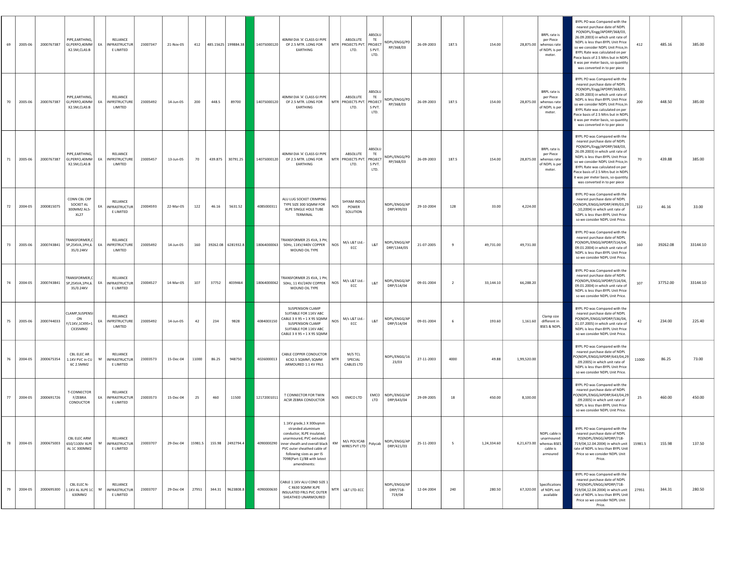| | | | | | | | | | | | | | | | | | | | | | | | | | | | |
|---|---|---|---|---|---|---|---|---|---|---|---|---|---|---|---|---|---|---|---|---|---|---|---|---|---|---|---|
| 69 | 2005-06 | 2000767387 | PIPE,EARTHING, GI,PERFO,40MM X2.5M,CLAS:B | EA | RELIANCE INFRASTRUCTURE LIMITED | 23007347 | 21-Nov-05 | 412 | 485.15625 | 199884.38 | | 14075000120 | 40MM DIA 'A' CLASS GI PIPE OF 2.5 MTR. LONG FOR EARTHING | MTR | ABSOLUTE PROJECTS PVT. LTD. | ABSOLUTE PROJECTS PVT. LTD. | NDPL/ENGG/PDRP/368/03 | 26-09-2003 | 187.5 | 154.00 | 28,875.00 | BRPL rate is per Piece whereas rate of NDPL is per meter. | | BYPL PO was Compared with the nearest purchase date of NDPL PO(NDPL/Engg/APDRP/368/03, 26.09.2003) in which unit rate of NDPL is less than BYPL Unit Price so we consider NDPL Unit Price,In BYPL Rate was calculated on per Piece basis of 2.5 Mtrs but in NDPL it was per meter basis, so quantity was converted in to per piece | 412 | 485.16 | 385.00 |
| 70 | 2005-06 | 2000767387 | PIPE,EARTHING, GI,PERFO,40MM X2.5M,CLAS:B | EA | RELIANCE INFRASTRUCTURE LIMITED | 23005492 | 14-Jun-05 | 200 | 448.5 | 89700 | | 14075000120 | 40MM DIA 'A' CLASS GI PIPE OF 2.5 MTR. LONG FOR EARTHING | MTR | ABSOLUTE PROJECTS PVT. LTD. | ABSOLUTE PROJECTS PVT. LTD. | NDPL/ENGG/PDRP/368/03 | 26-09-2003 | 187.5 | 154.00 | 28,875.00 | BRPL rate is per Piece whereas rate of NDPL is per meter. | | BYPL PO was Compared with the nearest purchase date of NDPL PO(NDPL/Engg/APDRP/368/03, 26.09.2003) in which unit rate of NDPL is less than BYPL Unit Price so we consider NDPL Unit Price,In BYPL Rate was calculated on per Piece basis of 2.5 Mtrs but in NDPL it was per meter basis, so quantity was converted in to per piece | 200 | 448.50 | 385.00 |
| 71 | 2005-06 | 2000767387 | PIPE,EARTHING, GI,PERFO,40MM X2.5M,CLAS:B | EA | RELIANCE INFRASTRUCTURE LIMITED | 23005457 | 13-Jun-05 | 70 | 439.875 | 30791.25 | | 14075000120 | 40MM DIA 'A' CLASS GI PIPE OF 2.5 MTR. LONG FOR EARTHING | MTR | ABSOLUTE PROJECTS PVT. LTD. | ABSOLUTE PROJECTS PVT. LTD. | NDPL/ENGG/PDRP/368/03 | 26-09-2003 | 187.5 | 154.00 | 28,875.00 | BRPL rate is per Piece whereas rate of NDPL is per meter. | | BYPL PO was Compared with the nearest purchase date of NDPL PO(NDPL/Engg/APDRP/368/03, 26.09.2003) in which unit rate of NDPL is less than BYPL Unit Price so we consider NDPL Unit Price,In BYPL Rate was calculated on per Piece basis of 2.5 Mtrs but in NDPL it was per meter basis, so quantity was converted in to per piece | 70 | 439.88 | 385.00 |
| 72 | 2004-05 | 2000815075 | CONN CBL CRP SOCKET AL 300MM2 ALS-XL27 | EA | RELIANCE INFRASTRUCTURE LIMITED | 23004593 | 22-Mar-05 | 122 | 46.16 | 5631.52 | | 4085000311 | ALU LUG SOCKET CRIMPING TYPE SIZE 300 SQMM FOR XLPE SINGLE HOLE TUBE TERMINAL | NOS | SHYAM INDUS POWER SOLUTION | | NDPL/ENGG/APDRP/499/03 | 29-10-2004 | 128 | 33.00 | 4,224.00 | | | BYPL PO was Compared with the nearest purchase date of NDPL PO(NDPL/ENGG/APDRP/499/03,29.10,2004) in which unit rate of NDPL is less than BYPL Unit Price so we consider NDPL Unit Price. | 122 | 46.16 | 33.00 |
| 73 | 2005-06 | 2000743841 | TRANSFORMER,CSP,25KVA,1PH,6.35/0.24KV | EA | RELIANCE INFRASTRUCTURE LIMITED | 23005492 | 14-Jun-05 | 160 | 39262.08 | 6281932.8 | | 18064000063 | TRANSFORMER 25 KVA, 3 PH, 50Hz, 11KV/440V COPPER WOUND OIL TYPE | NOS | M/s L&T Ltd.-ECC | L&T | NDPL/ENGG/APDRP/1344/05 | 21-07-2005 | 9 | 49,731.00 | 49,731.00 | | | BYPL PO was Compared with the nearest purchase date of NDPL PO(NDPL/ENGG/APDRP/514/04, 09.01.2004) in which unit rate of NDPL is less than BYPL Unit Price so we consider NDPL Unit Price. | 160 | 39262.08 | 33144.10 |
| 74 | 2004-05 | 2000743841 | TRANSFORMER,CSP,25KVA,1PH,6.35/0.24KV | EA | RELIANCE INFRASTRUCTURE LIMITED | 23004527 | 14-Mar-05 | 107 | 37752 | 4039464 | | 18064000062 | TRANSFORMER 25 KVA, 1 PH, 50Hz, 11 KV/240V COPPER WOUND OIL TYPE | NOS | M/s L&T Ltd.-ECC | L&T | NDPL/ENGG/APDRP/514/04 | 09-01-2004 | 2 | 33,144.10 | 66,288.20 | | | BYPL PO was Compared with the nearest purchase date of NDPL PO(NDPL/ENGG/APDRP/514/04, 09.01.2004) in which unit rate of NDPL is less than BYPL Unit Price so we consider NDPL Unit Price. | 107 | 37752.00 | 33144.10 |
| 75 | 2005-06 | 2000744033 | CLAMP,SUSPENSION F/11KV,1CX95+1CX35MM2 | EA | RELIANCE INFRASTRUCTURE LIMITED | 23005492 | 14-Jun-05 | 42 | 234 | 9828 | | 4084003150 | SUSPENSION CLAMP SUITABLE FOR 11KV ABC CABLE 3 X 95 + 1 X 95 SQMM SUSPENSION CLAMP SUITABLE FOR 11KV ABC CABLE 3 X 95 + 1 X 95 SQMM | NOS | M/s L&T Ltd.-ECC | L&T | NDPL/ENGG/APDRP/514/04 | 09-01-2004 | 6 | 193.60 | 1,161.60 | Clamp size different in BSES & NDPL | | BYPL PO was Compared with the nearest purchase date of NDPL PO(NDPL/ENGG/APDRP/536/04, 21.07.2005) in which unit rate of NDPL is less than BYPL Unit Price so we consider NDPL Unit Price. | 42 | 234.00 | 225.40 |
| 76 | 2004-05 | 2000675354 | CBL ELEC AR 1.1KV PVC in CU 6C 2.5MM2 | M | RELIANCE INFRASTRUCTURE LIMITED | 23003573 | 15-Dec-04 | 11000 | 86.25 | 948750 | | 4026000013 | CABLE COPPER CONDUCTOR 6CX2.5 SQMM\ SQMM ARMOURED 1.1 KV FRLS | MTR | M/S TCL SPECIAL CABLES LTD | | NDPL/ENGG/1623/03 | 27-11-2003 | 4000 | 49.88 | 1,99,520.00 | | | BYPL PO was Compared with the nearest purchase date of NDPL PO(NDPL/ENGG/APDRP/643/04,29.09.2005) in which unit rate of NDPL is less than BYPL Unit Price so we consider NDPL Unit Price. | 11000 | 86.25 | 73.00 |
| 77 | 2004-05 | 2000691726 | T-CONNECTOR F/ZEBRA CONDUCTOR | EA | RELIANCE INFRASTRUCTURE LIMITED | 23003573 | 15-Dec-04 | 25 | 460 | 11500 | | 12172001011 | T CONNECTOR FOR TWIN ACSR ZEBRA CONDUCTOR | NOS | EMCO LTD | EMCO LTD | NDPL/ENGG/APDRP/643/04 | 29-09-2005 | 18 | 450.00 | 8,100.00 | | | BYPL PO was Compared with the nearest purchase date of NDPL PO(NDPL/ENGG/APDRP/643/04,29.09.2005) in which unit rate of NDPL is less than BYPL Unit Price so we consider NDPL Unit Price. | 25 | 460.00 | 450.00 |
| 78 | 2004-05 | 2000675003 | CBL ELEC ARM 650/1100V XLPE AL 1C 300MM2 | M | RELIANCE INFRASTRUCTURE LIMITED | 23003707 | 29-Dec-04 | 15981.5 | 155.98 | 2492794.4 | | 4090000290 | 1.1KV grade,1 X 300sqmm stranded aluminium conductor, XLPE insulated, unarmoured, PVC extruded inner sheath and overall black PVC outer sheathed cable of following sizes as per IS 7098(Part-1)/88 with latest amendments: | KM | M/s POLYCAB WIRES PVT LTD | Polycab | NDPL/ENGG/APDRP/421/03 | 25-11-2003 | 5 | 1,24,334.60 | 6,21,673.00 | NDPL cable is unarmoured whereas BSES cable is armoured | | BYPL PO was Compared with the nearest purchase date of NDPL PO(NDPL/ENGG/APDRP/718-719/04,12.04.2004) in which unit rate of NDPL is less than BYPL Unit Price so we consider NDPL Unit Price. | 15981.5 | 155.98 | 137.50 |
| 79 | 2004-05 | 2000695300 | CBL ELEC N-1.1KV AL XLPE 1C 630MM2 | M | RELIANCE INFRASTRUCTURE LIMITED | 23003707 | 29-Dec-04 | 27951 | 344.31 | 9623808.8 | | 4090000630 | CABLE 1.1KV ALU COND SIZE 1 C X630 SQMM XLPE INSULATED FRLS PVC OUTER SHEATHED UNARMOURED | MTR | L&T LTD-ECC | | NDPL/ENGG/APDRP/718-719/04 | 12-04-2004 | 240 | 280.50 | 67,320.00 | Specifications of NDPL not available | | BYPL PO was Compared with the nearest purchase date of NDPL PO(NDPL/ENGG/APDRP/718-719/04,12.04.2004) in which unit rate of NDPL is less than BYPL Unit Price so we consider NDPL Unit Price. | 27951 | 344.31 | 280.50 |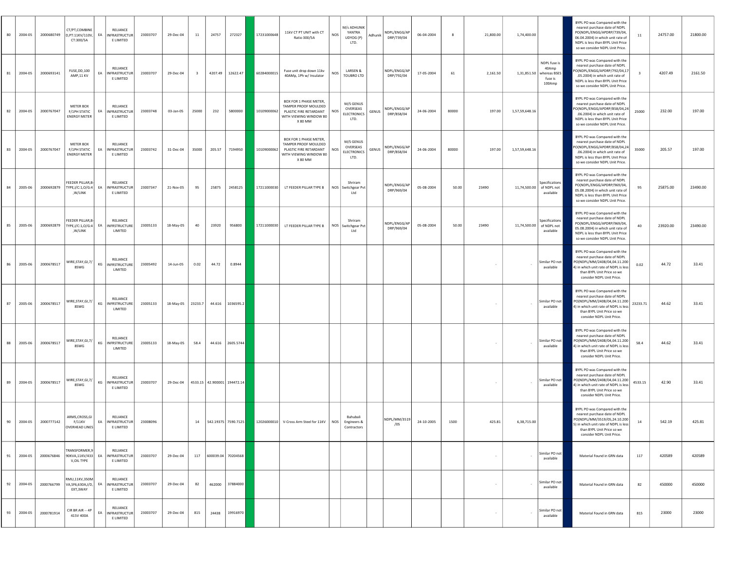| 80 | 2004-05 | 2000680749 | CT/PT,COMBINED,PT:11KV/110V,CT:300/5A | EA | RELIANCE INFRASTRUCTURE LIMITED | 23003707 | 29-Dec-04 | 11 | 24757 | 272327 | | 17231000648 | 11kV CT PT UNIT with CT Ratio 300/5A | NOS | M/s ADHUNIK YANTRA UDYOG (P) LTD. | Adhunik | NDPL/ENGG/APDRP/739/04 | 06-04-2004 | 8 | 21,800.00 | 1,74,400.00 | | | BYPL PO was Compared with the nearest purchase date of NDPL PO(NDPL/ENGG/APDRP/739/04, 06.04.2004) in which unit rate of NDPL is less than BYPL Unit Price so we consider NDPL Unit Price. | 11 | 24757.00 | 21800.00 |
|---|---|---|---|---|---|---|---|---|---|---|---|---|---|---|---|---|---|---|---|---|---|---|---|---|---|---|---|
| 81 | 2004-05 | 2000693141 | FUSE,DD,100 AMP,11 KV | EA | RELIANCE INFRASTRUCTURE LIMITED | 23003707 | 29-Dec-04 | 3 | 4207.49 | 12622.47 | | 60284000015 | Fuse unit drop down 11kv 40AMp, 1Ph w/ Insulator | NOS | LARSEN & TOUBRO LTD | | NDPL/ENGG/APDRP/792/04 | 17-05-2004 | 61 | 2,161.50 | 1,31,851.50 | NDPL fuse is 40Amp whereas BSES fuse is 100Amp | | BYPL PO was Compared with the nearest purchase date of NDPL PO(NDPL/ENGG/APDRP/792/04,17.05.2004) in which unit rate of NDPL is less than BYPL Unit Price so we consider NDPL Unit Price. | 3 | 4207.49 | 2161.50 |
| 82 | 2004-05 | 2000767047 | METER BOX F/1PH STATIC ENERGY METER | EA | RELIANCE INFRASTRUCTURE LIMITED | 23003748 | 03-Jan-05 | 25000 | 232 | 5800000 | | 10109000062 | BOX FOR 1 PHASE METER, TAMPER PROOF MOULDED PLASTIC FIRE RETARDANT WITH VIEWING WINDOW 80 X 80 MM | NOS | M/S GENUS OVERSEAS ELECTRONICS LTD. | GENUS | NDPL/ENGG/APDRP/858/04 | 24-06-2004 | 80000 | 197.00 | 1,57,59,648.16 | | | BYPL PO was Compared with the nearest purchase date of NDPL PO(NDPL/ENGG/APDRP/858/04,24.06.2004) in which unit rate of NDPL is less than BYPL Unit Price so we consider NDPL Unit Price. | 25000 | 232.00 | 197.00 |
| 83 | 2004-05 | 2000767047 | METER BOX F/1PH STATIC ENERGY METER | EA | RELIANCE INFRASTRUCTURE LIMITED | 23003742 | 31-Dec-04 | 35000 | 205.57 | 7194950 | | 10109000062 | BOX FOR 1 PHASE METER, TAMPER PROOF MOULDED PLASTIC FIRE RETARDANT WITH VIEWING WINDOW 80 X 80 MM | NOS | M/S GENUS OVERSEAS ELECTRONICS LTD. | GENUS | NDPL/ENGG/APDRP/858/04 | 24-06-2004 | 80000 | 197.00 | 1,57,59,648.16 | | | BYPL PO was Compared with the nearest purchase date of NDPL PO(NDPL/ENGG/APDRP/858/04,24.06.2004) in which unit rate of NDPL is less than BYPL Unit Price so we consider NDPL Unit Price. | 35000 | 205.57 | 197.00 |
| 84 | 2005-06 | 2000692879 | FEEDER PILLAR,B-TYPE,I/C:1,O/G:4,W/LINK | EA | RELIANCE INFRASTRUCTURE LIMITED | 23007347 | 21-Nov-05 | 95 | 25875 | 2458125 | | 17211000030 | LT FEEDER PILLAR TYPE B | NOS | Shriram Switchgear Pvt Ltd | | NDPL/ENGG/APDRP/969/04 | 05-08-2004 | 50.00 | 23490 | 11,74,500.00 | Specifications of NDPL not available | | BYPL PO was Compared with the nearest purchase date of NDPL PO(NDPL/ENGG/APDRP/969/04, 05.08.2004) in which unit rate of NDPL is less than BYPL Unit Price so we consider NDPL Unit Price. | 95 | 25875.00 | 23490.00 |
| 85 | 2005-06 | 2000692879 | FEEDER PILLAR,B-TYPE,I/C:1,O/G:4,W/LINK | EA | RELIANCE INFRSTRUCTURE LIMITED | 23005133 | 18-May-05 | 40 | 23920 | 956800 | | 17211000030 | LT FEEDER PILLAR TYPE B | NOS | Shriram Switchgear Pvt Ltd | | NDPL/ENGG/APDRP/969/04 | 05-08-2004 | 50.00 | 23490 | 11,74,500.00 | Specifications of NDPL not available | | BYPL PO was Compared with the nearest purchase date of NDPL PO(NDPL/ENGG/APDRP/969/04, 05.08.2004) in which unit rate of NDPL is less than BYPL Unit Price so we consider NDPL Unit Price. | 40 | 23920.00 | 23490.00 |
| 86 | 2005-06 | 2000678517 | WIRE,STAY,GI,7/8SWG | KG | RELIANCE INFRSTRUCTURE LIMITED | 23005492 | 14-Jun-05 | 0.02 | 44.72 | 0.8944 | | | | | | | | | | - | - | Similar PO not available | | BYPL PO was Compared with the nearest purchase date of NDPL PO(NDPL/MM/2408/04,04.11.2004) in which unit rate of NDPL is less than BYPL Unit Price so we consider NDPL Unit Price. | 0.02 | 44.72 | 33.41 |
| 87 | 2005-06 | 2000678517 | WIRE,STAY,GI,7/8SWG | KG | RELIANCE INFRSTRUCTURE LIMITED | 23005133 | 18-May-05 | 23233.7 | 44.616 | 1036595.2 | | | | | | | | | | - | - | Similar PO not available | | BYPL PO was Compared with the nearest purchase date of NDPL PO(NDPL/MM/2408/04,04.11.2004) in which unit rate of NDPL is less than BYPL Unit Price so we consider NDPL Unit Price. | 23233.71 | 44.62 | 33.41 |
| 88 | 2005-06 | 2000678517 | WIRE,STAY,GI,7/8SWG | KG | RELIANCE INFRSTRUCTURE LIMITED | 23005133 | 18-May-05 | 58.4 | 44.616 | 2605.5744 | | | | | | | | | | - | - | Similar PO not available | | BYPL PO was Compared with the nearest purchase date of NDPL PO(NDPL/MM/2408/04,04.11.2004) in which unit rate of NDPL is less than BYPL Unit Price so we consider NDPL Unit Price. | 58.4 | 44.62 | 33.41 |
| 89 | 2004-05 | 2000678517 | WIRE,STAY,GI,7/8SWG | KG | RELIANCE INFRASTRUCTURE LIMITED | 23003707 | 29-Dec-04 | 4533.15 | 42.900001 | 194472.14 | | | | | | | | | | - | - | Similar PO not available | | BYPL PO was Compared with the nearest purchase date of NDPL PO(NDPL/MM/2408/04,04.11.2004) in which unit rate of NDPL is less than BYPL Unit Price so we consider NDPL Unit Price. | 4533.15 | 42.90 | 33.41 |
| 90 | 2004-05 | 2000777142 | ARMS,CROSS,GI F/11KV OVERHEAD LINES | EA | RELIANCE INFRASTRUCTURE LIMITED | 23008096 | | 14 | 542.19375 | 7590.7125 | | 12026000010 | V-Cross Arm Steel for 11KV | NOS | Bahubali Engineers & Contractors | | NDPL/MM/3519/05 | 24-10-2005 | 1500 | 425.81 | 6,38,715.00 | | | BYPL PO was Compared with the nearest purchase date of NDPL PO(NDPL/MM/3519/05,24.10.2005) in which unit rate of NDPL is less than BYPL Unit Price so we consider NDPL Unit Price. | 14 | 542.19 | 425.81 |
| 91 | 2004-05 | 2000676846 | TRANSFORMER,990KVA,11KV/433V,OIL TYPE | EA | RELIANCE INFRASTRUCTURE LIMITED | 23003707 | 29-Dec-04 | 117 | 600039.04 | 70204568 | | | | | | | | | | - | - | Similar PO not available | | Material Found in GRN data | 117 | 420589 | 420589 |
| 92 | 2004-05 | 2000766799 | RMU,11KV,350MVA,SF6,630A,I/D,EXT,3WAY | EA | RELIANCE INFRASTRUCTURE LIMITED | 23003707 | 29-Dec-04 | 82 | 462000 | 37884000 | | | | | | | | | | - | - | Similar PO not available | | Material Found in GRN data | 82 | 450000 | 450000 |
| 93 | 2004-05 | 2000781914 | CIR BR AIR -- 4P 415V 400A | EA | RELIANCE INFRASTRUCTURE LIMITED | 23003707 | 29-Dec-04 | 815 | 24438 | 19916970 | | | | | | | | | | - | - | Similar PO not available | | Material Found in GRN data | 815 | 23000 | 23000 |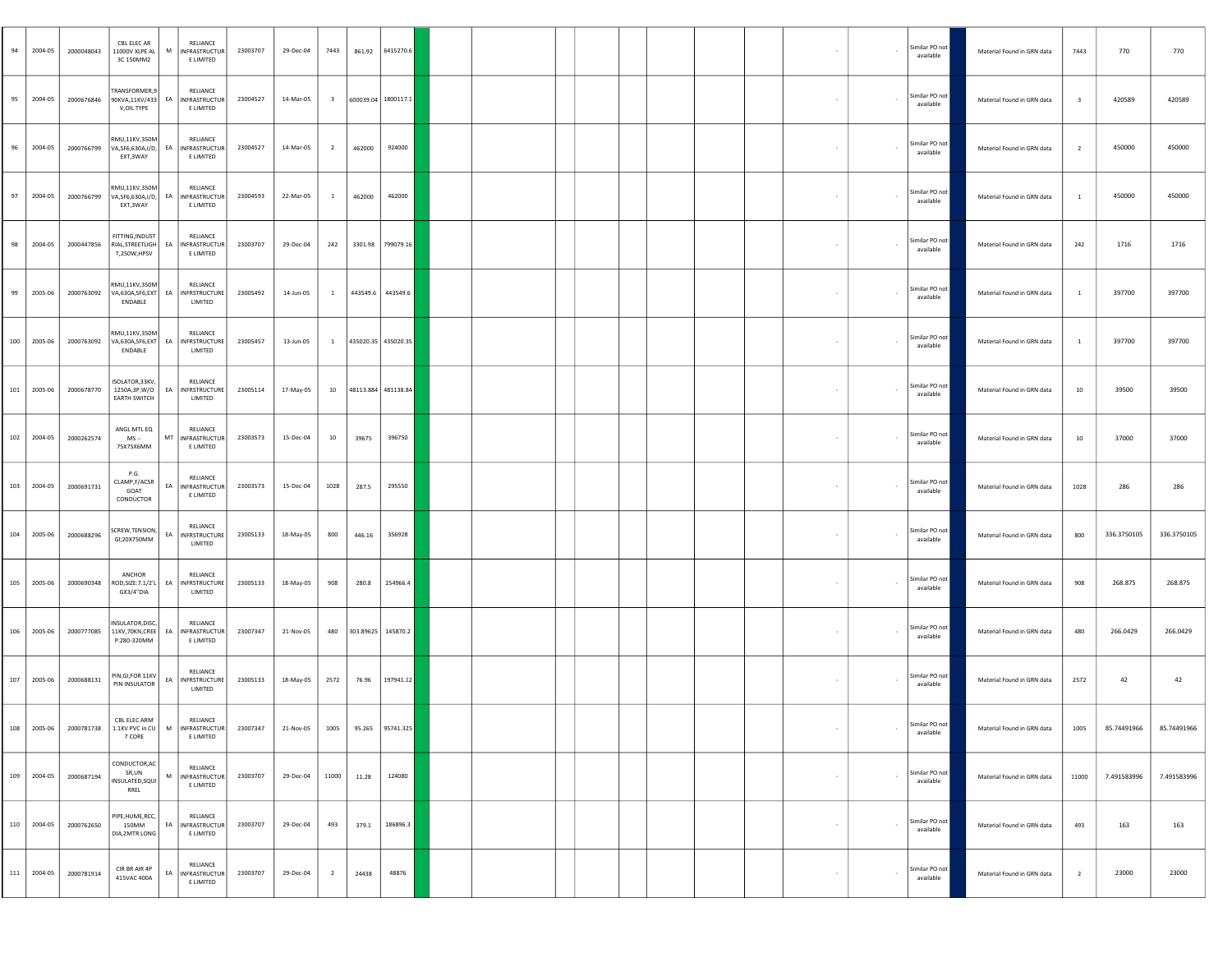| | | | | | | | | | | | | | | | | | | | | | | | | | | | |
|---|---|---|---|---|---|---|---|---|---|---|---|---|---|---|---|---|---|---|---|---|---|---|---|---|---|---|---|
| 94 | 2004-05 | 2000048043 | CBL ELEC AR 11000V XLPE AL 3C 150MM2 | M | RELIANCE INFRASTRUCTURE LIMITED | 23003707 | 29-Dec-04 | 7443 | 861.92 | 6415270.6 | | | | | | | | | | - | - | Similar PO not available | | Material Found in GRN data | 7443 | 770 | 770 |
| 95 | 2004-05 | 2000676846 | TRANSFORMER,990KVA,11KV/433V,OIL TYPE | EA | RELIANCE INFRASTRUCTURE LIMITED | 23004527 | 14-Mar-05 | 3 | 600039.04 | 1800117.1 | | | | | | | | | | - | - | Similar PO not available | | Material Found in GRN data | 3 | 420589 | 420589 |
| 96 | 2004-05 | 2000766799 | RMU,11KV,350MVA,SF6,630A,I/D,EXT,3WAY | EA | RELIANCE INFRASTRUCTURE LIMITED | 23004527 | 14-Mar-05 | 2 | 462000 | 924000 | | | | | | | | | | - | - | Similar PO not available | | Material Found in GRN data | 2 | 450000 | 450000 |
| 97 | 2004-05 | 2000766799 | RMU,11KV,350MVA,SF6,630A,I/D,EXT,3WAY | EA | RELIANCE INFRASTRUCTURE LIMITED | 23004593 | 22-Mar-05 | 1 | 462000 | 462000 | | | | | | | | | | - | - | Similar PO not available | | Material Found in GRN data | 1 | 450000 | 450000 |
| 98 | 2004-05 | 2000447856 | FITTING,INDUSTRIAL,STREETLIGHT,250W,HPSV | EA | RELIANCE INFRASTRUCTURE LIMITED | 23003707 | 29-Dec-04 | 242 | 3301.98 | 799079.16 | | | | | | | | | | - | - | Similar PO not available | | Material Found in GRN data | 242 | 1716 | 1716 |
| 99 | 2005-06 | 2000763092 | RMU,11KV,350MVA,630A,SF6,EXTENDABLE | EA | RELIANCE INFRSTRUCTURE LIMITED | 23005492 | 14-Jun-05 | 1 | 443549.6 | 443549.6 | | | | | | | | | | - | - | Similar PO not available | | Material Found in GRN data | 1 | 397700 | 397700 |
| 100 | 2005-06 | 2000763092 | RMU,11KV,350MVA,630A,SF6,EXTENDABLE | EA | RELIANCE INFRSTRUCTURE LIMITED | 23005457 | 13-Jun-05 | 1 | 435020.35 | 435020.35 | | | | | | | | | | - | - | Similar PO not available | | Material Found in GRN data | 1 | 397700 | 397700 |
| 101 | 2005-06 | 2000678770 | ISOLATOR,33KV,1250A,3P,W/O EARTH SWITCH | EA | RELIANCE INFRSTRUCTURE LIMITED | 23005114 | 17-May-05 | 10 | 48113.884 | 481138.84 | | | | | | | | | | - | - | Similar PO not available | | Material Found in GRN data | 10 | 39500 | 39500 |
| 102 | 2004-05 | 2000262574 | ANGL MTL EQ MS -- 75X75X6MM | MT | RELIANCE INFRASTRUCTURE LIMITED | 23003573 | 15-Dec-04 | 10 | 39675 | 396750 | | | | | | | | | | - | - | Similar PO not available | | Material Found in GRN data | 10 | 37000 | 37000 |
| 103 | 2004-05 | 2000691731 | P.G. CLAMP,F/ACSR GOAT CONDUCTOR | EA | RELIANCE INFRASTRUCTURE LIMITED | 23003573 | 15-Dec-04 | 1028 | 287.5 | 295550 | | | | | | | | | | - | - | Similar PO not available | | Material Found in GRN data | 1028 | 286 | 286 |
| 104 | 2005-06 | 2000688296 | SCREW,TENSION,GI;20X750MM | EA | RELIANCE INFRSTRUCTURE LIMITED | 23005133 | 18-May-05 | 800 | 446.16 | 356928 | | | | | | | | | | - | - | Similar PO not available | | Material Found in GRN data | 800 | 336.3750105 | 336.3750105 |
| 105 | 2005-06 | 2000690348 | ANCHOR ROD,SIZE:7.1/2'LGX3/4"DIA | EA | RELIANCE INFRSTRUCTURE LIMITED | 23005133 | 18-May-05 | 908 | 280.8 | 254966.4 | | | | | | | | | | - | - | Similar PO not available | | Material Found in GRN data | 908 | 268.875 | 268.875 |
| 106 | 2005-06 | 2000777085 | INSULATOR,DISC,11KV,70KN,CREEP:280-320MM | EA | RELIANCE INFRASTRUCTURE LIMITED | 23007347 | 21-Nov-05 | 480 | 303.89625 | 145870.2 | | | | | | | | | | - | - | Similar PO not available | | Material Found in GRN data | 480 | 266.0429 | 266.0429 |
| 107 | 2005-06 | 2000688131 | PIN,GI,FOR 11KV PIN INSULATOR | EA | RELIANCE INFRSTRUCTURE LIMITED | 23005133 | 18-May-05 | 2572 | 76.96 | 197941.12 | | | | | | | | | | - | - | Similar PO not available | | Material Found in GRN data | 2572 | 42 | 42 |
| 108 | 2005-06 | 2000781738 | CBL ELEC ARM 1.1KV PVC in CU 7 CORE | M | RELIANCE INFRASTRUCTURE LIMITED | 23007347 | 21-Nov-05 | 1005 | 95.265 | 95741.325 | | | | | | | | | | - | - | Similar PO not available | | Material Found in GRN data | 1005 | 85.74491966 | 85.74491966 |
| 109 | 2004-05 | 2000687194 | CONDUCTOR,ACSR,UN INSULATED,SQUIRREL | M | RELIANCE INFRASTRUCTURE LIMITED | 23003707 | 29-Dec-04 | 11000 | 11.28 | 124080 | | | | | | | | | | - | - | Similar PO not available | | Material Found in GRN data | 11000 | 7.491583996 | 7.491583996 |
| 110 | 2004-05 | 2000762650 | PIPE,HUME,RCC,150MM DIA,2MTR LONG | EA | RELIANCE INFRASTRUCTURE LIMITED | 23003707 | 29-Dec-04 | 493 | 379.1 | 186896.3 | | | | | | | | | | - | - | Similar PO not available | | Material Found in GRN data | 493 | 163 | 163 |
| 111 | 2004-05 | 2000781914 | CIR BR AIR 4P 415VAC 400A | EA | RELIANCE INFRASTRUCTURE LIMITED | 23003707 | 29-Dec-04 | 2 | 24438 | 48876 | | | | | | | | | | - | - | Similar PO not available | | Material Found in GRN data | 2 | 23000 | 23000 |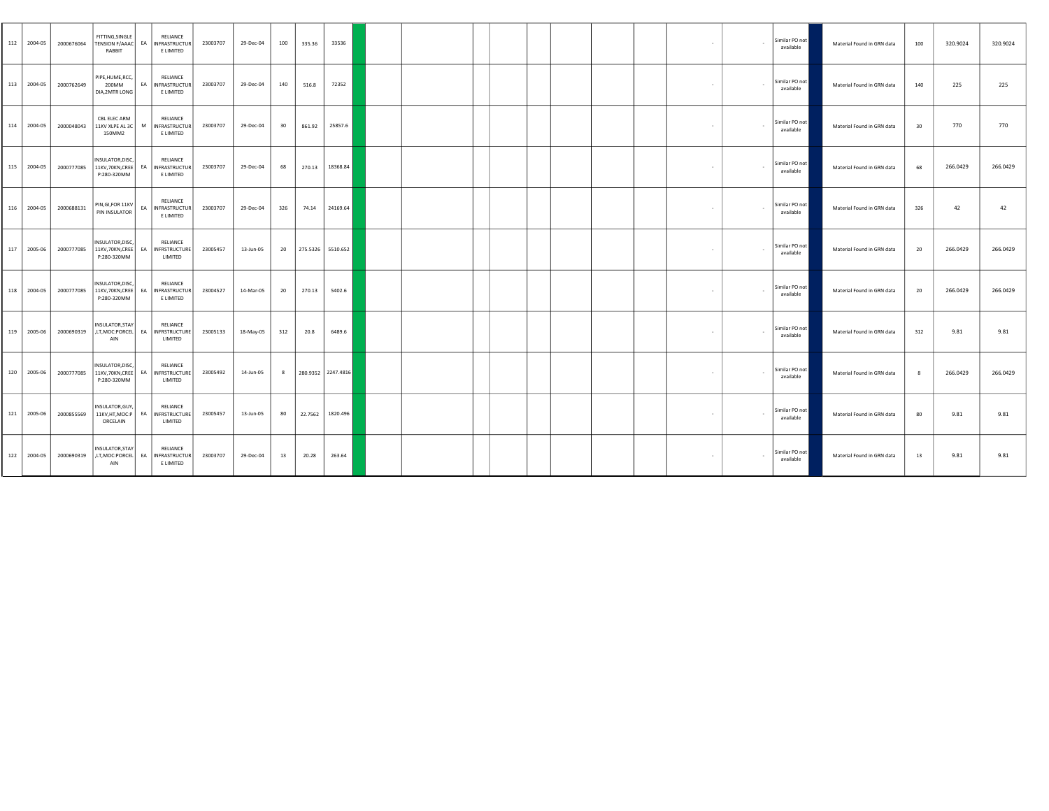| | | | | | | | | | | | | | | | | | | | | | | | | | | |
|---|---|---|---|---|---|---|---|---|---|---|---|---|---|---|---|---|---|---|---|---|---|---|---|---|---|---|
| 112 | 2004-05 | 2000676064 | FITTING,SINGLE TENSION F/AAAC RABBIT | EA | RELIANCE INFRASTRUCTURE LIMITED | 23003707 | 29-Dec-04 | 100 | 335.36 | 33536 | | | | | | | | | - | - | Similar PO not available | | Material Found in GRN data | 100 | 320.9024 | 320.9024 |
| 113 | 2004-05 | 2000762649 | PIPE,HUME,RCC, 200MM DIA,2MTR LONG | EA | RELIANCE INFRASTRUCTURE LIMITED | 23003707 | 29-Dec-04 | 140 | 516.8 | 72352 | | | | | | | | | - | - | Similar PO not available | | Material Found in GRN data | 140 | 225 | 225 |
| 114 | 2004-05 | 2000048043 | CBL ELEC ARM 11KV XLPE AL 3C 150MM2 | M | RELIANCE INFRASTRUCTURE LIMITED | 23003707 | 29-Dec-04 | 30 | 861.92 | 25857.6 | | | | | | | | | - | - | Similar PO not available | | Material Found in GRN data | 30 | 770 | 770 |
| 115 | 2004-05 | 2000777085 | INSULATOR,DISC, 11KV,70KN,CREEP:280-320MM | EA | RELIANCE INFRASTRUCTURE LIMITED | 23003707 | 29-Dec-04 | 68 | 270.13 | 18368.84 | | | | | | | | | - | - | Similar PO not available | | Material Found in GRN data | 68 | 266.0429 | 266.0429 |
| 116 | 2004-05 | 2000688131 | PIN,GI,FOR 11KV PIN INSULATOR | EA | RELIANCE INFRASTRUCTURE LIMITED | 23003707 | 29-Dec-04 | 326 | 74.14 | 24169.64 | | | | | | | | | - | - | Similar PO not available | | Material Found in GRN data | 326 | 42 | 42 |
| 117 | 2005-06 | 2000777085 | INSULATOR,DISC, 11KV,70KN,CREEP:280-320MM | EA | RELIANCE INFRSTRUCTURE LIMITED | 23005457 | 13-Jun-05 | 20 | 275.5326 | 5510.652 | | | | | | | | | - | - | Similar PO not available | | Material Found in GRN data | 20 | 266.0429 | 266.0429 |
| 118 | 2004-05 | 2000777085 | INSULATOR,DISC, 11KV,70KN,CREEP:280-320MM | EA | RELIANCE INFRASTRUCTURE LIMITED | 23004527 | 14-Mar-05 | 20 | 270.13 | 5402.6 | | | | | | | | | - | - | Similar PO not available | | Material Found in GRN data | 20 | 266.0429 | 266.0429 |
| 119 | 2005-06 | 2000690319 | INSULATOR,STAY,LT,MOC:PORCELAIN | EA | RELIANCE INFRSTRUCTURE LIMITED | 23005133 | 18-May-05 | 312 | 20.8 | 6489.6 | | | | | | | | | - | - | Similar PO not available | | Material Found in GRN data | 312 | 9.81 | 9.81 |
| 120 | 2005-06 | 2000777085 | INSULATOR,DISC, 11KV,70KN,CREEP:280-320MM | EA | RELIANCE INFRSTRUCTURE LIMITED | 23005492 | 14-Jun-05 | 8 | 280.9352 | 2247.4816 | | | | | | | | | - | - | Similar PO not available | | Material Found in GRN data | 8 | 266.0429 | 266.0429 |
| 121 | 2005-06 | 2000855569 | INSULATOR,GUY, 11KV,HT,MOC:PORCELAIN | EA | RELIANCE INFRSTRUCTURE LIMITED | 23005457 | 13-Jun-05 | 80 | 22.7562 | 1820.496 | | | | | | | | | - | - | Similar PO not available | | Material Found in GRN data | 80 | 9.81 | 9.81 |
| 122 | 2004-05 | 2000690319 | INSULATOR,STAY,LT,MOC:PORCELAIN | EA | RELIANCE INFRASTRUCTURE LIMITED | 23003707 | 29-Dec-04 | 13 | 20.28 | 263.64 | | | | | | | | | - | - | Similar PO not available | | Material Found in GRN data | 13 | 9.81 | 9.81 |